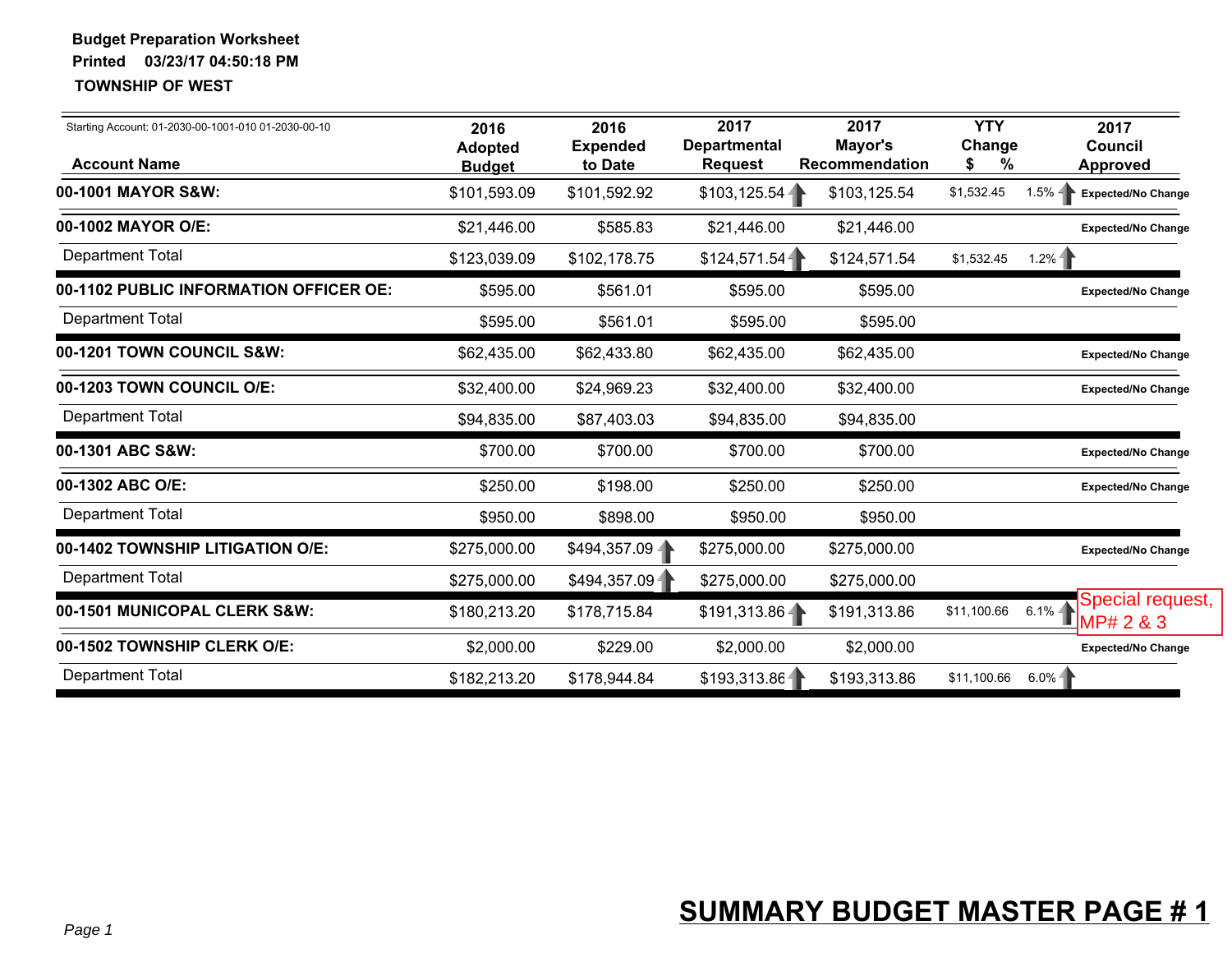**Budget Preparation Worksheet**

**Printed 03/23/17 04:50:18 PM**

**TOWNSHIP OF WEST**

Starting Account: 01-2030-00-1001-010 01-2030-00-10

| Account Name | 2016 Adopted Budget | 2016 Expended to Date | 2017 Departmental Request | 2017 Mayor's Recommendation | YTY Change $ | YTY Change % | 2017 Council Approved |
|---|---|---|---|---|---|---|---|
| **00-1001 MAYOR S&W:** | $101,593.09 | $101,592.92 | $103,125.54 | $103,125.54 | $1,532.45 | 1.5% | Expected/No Change |
| **00-1002 MAYOR O/E:** | $21,446.00 | $585.83 | $21,446.00 | $21,446.00 | | | Expected/No Change |
| Department Total | $123,039.09 | $102,178.75 | $124,571.54 | $124,571.54 | $1,532.45 | 1.2% | |
| **00-1102 PUBLIC INFORMATION OFFICER OE:** | $595.00 | $561.01 | $595.00 | $595.00 | | | Expected/No Change |
| Department Total | $595.00 | $561.01 | $595.00 | $595.00 | | | |
| **00-1201 TOWN COUNCIL S&W:** | $62,435.00 | $62,433.80 | $62,435.00 | $62,435.00 | | | Expected/No Change |
| **00-1203 TOWN COUNCIL O/E:** | $32,400.00 | $24,969.23 | $32,400.00 | $32,400.00 | | | Expected/No Change |
| Department Total | $94,835.00 | $87,403.03 | $94,835.00 | $94,835.00 | | | |
| **00-1301 ABC S&W:** | $700.00 | $700.00 | $700.00 | $700.00 | | | Expected/No Change |
| **00-1302 ABC O/E:** | $250.00 | $198.00 | $250.00 | $250.00 | | | Expected/No Change |
| Department Total | $950.00 | $898.00 | $950.00 | $950.00 | | | |
| **00-1402 TOWNSHIP LITIGATION O/E:** | $275,000.00 | $494,357.09 | $275,000.00 | $275,000.00 | | | Expected/No Change |
| Department Total | $275,000.00 | $494,357.09 | $275,000.00 | $275,000.00 | | | |
| **00-1501 MUNICOPAL CLERK S&W:** | $180,213.20 | $178,715.84 | $191,313.86 | $191,313.86 | $11,100.66 | 6.1% | Special request, MP# 2 & 3 |
| **00-1502 TOWNSHIP CLERK O/E:** | $2,000.00 | $229.00 | $2,000.00 | $2,000.00 | | | Expected/No Change |
| Department Total | $182,213.20 | $178,944.84 | $193,313.86 | $193,313.86 | $11,100.66 | 6.0% | |

**SUMMARY BUDGET MASTER PAGE # 1**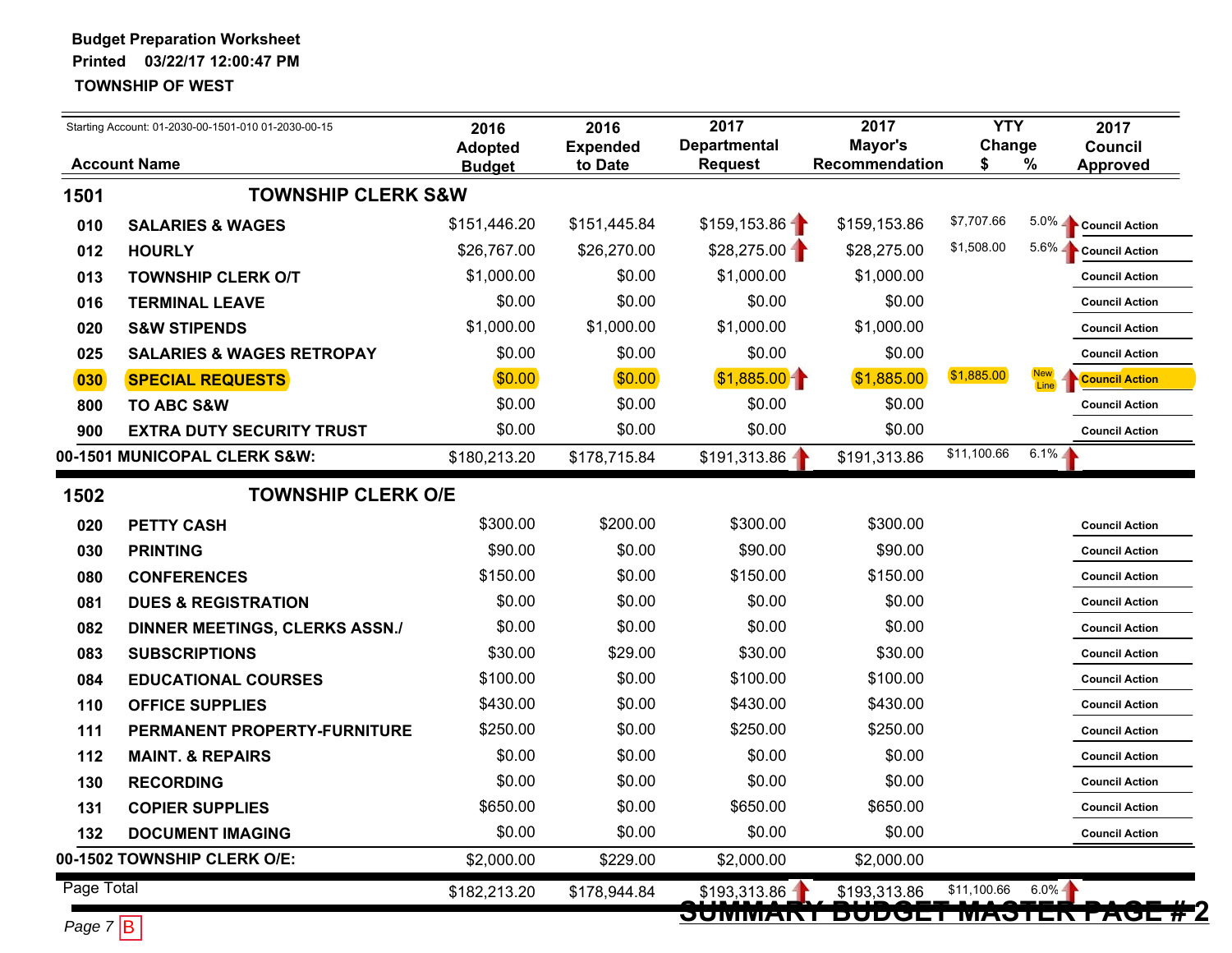**Budget Preparation Worksheet**
**Printed 03/22/17 12:00:47 PM**
**TOWNSHIP OF WEST**

Starting Account: 01-2030-00-1501-010 01-2030-00-15

| | Account Name | 2016 Adopted Budget | 2016 Expended to Date | 2017 Departmental Request | 2017 Mayor's Recommendation | YTY Change $ | YTY Change % | 2017 Council Approved |
|---|---|---|---|---|---|---|---|---|
| **1501** | **TOWNSHIP CLERK S&W** | | | | | | | |
| 010 | SALARIES & WAGES | $151,446.20 | $151,445.84 | $159,153.86 | $159,153.86 | $7,707.66 | 5.0% | Council Action |
| 012 | HOURLY | $26,767.00 | $26,270.00 | $28,275.00 | $28,275.00 | $1,508.00 | 5.6% | Council Action |
| 013 | TOWNSHIP CLERK O/T | $1,000.00 | $0.00 | $1,000.00 | $1,000.00 | | | Council Action |
| 016 | TERMINAL LEAVE | $0.00 | $0.00 | $0.00 | $0.00 | | | Council Action |
| 020 | S&W STIPENDS | $1,000.00 | $1,000.00 | $1,000.00 | $1,000.00 | | | Council Action |
| 025 | SALARIES & WAGES RETROPAY | $0.00 | $0.00 | $0.00 | $0.00 | | | Council Action |
| 030 | SPECIAL REQUESTS | $0.00 | $0.00 | $1,885.00 | $1,885.00 | $1,885.00 | New Line | Council Action |
| 800 | TO ABC S&W | $0.00 | $0.00 | $0.00 | $0.00 | | | Council Action |
| 900 | EXTRA DUTY SECURITY TRUST | $0.00 | $0.00 | $0.00 | $0.00 | | | Council Action |
| **00-1501 MUNICOPAL CLERK S&W:** | | $180,213.20 | $178,715.84 | $191,313.86 | $191,313.86 | $11,100.66 | 6.1% | |
| **1502** | **TOWNSHIP CLERK O/E** | | | | | | | |
| 020 | PETTY CASH | $300.00 | $200.00 | $300.00 | $300.00 | | | Council Action |
| 030 | PRINTING | $90.00 | $0.00 | $90.00 | $90.00 | | | Council Action |
| 080 | CONFERENCES | $150.00 | $0.00 | $150.00 | $150.00 | | | Council Action |
| 081 | DUES & REGISTRATION | $0.00 | $0.00 | $0.00 | $0.00 | | | Council Action |
| 082 | DINNER MEETINGS, CLERKS ASSN./ | $0.00 | $0.00 | $0.00 | $0.00 | | | Council Action |
| 083 | SUBSCRIPTIONS | $30.00 | $29.00 | $30.00 | $30.00 | | | Council Action |
| 084 | EDUCATIONAL COURSES | $100.00 | $0.00 | $100.00 | $100.00 | | | Council Action |
| 110 | OFFICE SUPPLIES | $430.00 | $0.00 | $430.00 | $430.00 | | | Council Action |
| 111 | PERMANENT PROPERTY-FURNITURE | $250.00 | $0.00 | $250.00 | $250.00 | | | Council Action |
| 112 | MAINT. & REPAIRS | $0.00 | $0.00 | $0.00 | $0.00 | | | Council Action |
| 130 | RECORDING | $0.00 | $0.00 | $0.00 | $0.00 | | | Council Action |
| 131 | COPIER SUPPLIES | $650.00 | $0.00 | $650.00 | $650.00 | | | Council Action |
| 132 | DOCUMENT IMAGING | $0.00 | $0.00 | $0.00 | $0.00 | | | Council Action |
| **00-1502 TOWNSHIP CLERK O/E:** | | $2,000.00 | $229.00 | $2,000.00 | $2,000.00 | | | |
| Page Total | | $182,213.20 | $178,944.84 | $193,313.86 | $193,313.86 | $11,100.66 | 6.0% | |

~~**SUMMARY BUDGET MASTER PAGE # 2**~~

Page 7 B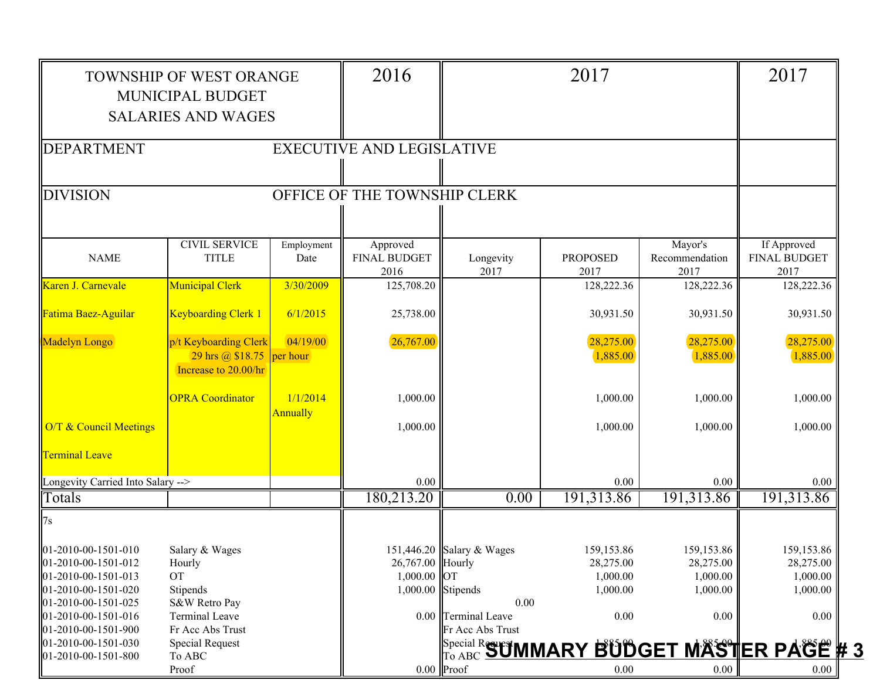| TOWNSHIP OF WEST ORANGE MUNICIPAL BUDGET SALARIES AND WAGES | | | 2016 | 2017 | | | 2017 |
|---|---|---|---|---|---|---|---|
| DEPARTMENT | EXECUTIVE AND LEGISLATIVE | | | | | | |
| DIVISION | OFFICE OF THE TOWNSHIP CLERK | | | | | | |
| NAME | CIVIL SERVICE TITLE | Employment Date | Approved FINAL BUDGET 2016 | Longevity 2017 | PROPOSED 2017 | Mayor's Recommendation 2017 | If Approved FINAL BUDGET 2017 |
| Karen J. Carnevale | Municipal Clerk | 3/30/2009 | 125,708.20 | | 128,222.36 | 128,222.36 | 128,222.36 |
| Fatima Baez-Aguilar | Keyboarding Clerk 1 | 6/1/2015 | 25,738.00 | | 30,931.50 | 30,931.50 | 30,931.50 |
| Madelyn Longo | p/t Keyboarding Clerk | 04/19/00 | 26,767.00 | | 28,275.00 | 28,275.00 | 28,275.00 |
| | 29 hrs @ $18.75 | per hour | | | 1,885.00 | 1,885.00 | 1,885.00 |
| | Increase to 20.00/hr | | | | | | |
| | OPRA Coordinator | 1/1/2014 Annually | 1,000.00 | | 1,000.00 | 1,000.00 | 1,000.00 |
| O/T & Council Meetings | | | 1,000.00 | | 1,000.00 | 1,000.00 | 1,000.00 |
| Terminal Leave | | | | | | | |
| Longevity Carried Into Salary --> | | | 0.00 | | 0.00 | 0.00 | 0.00 |
| Totals | | | 180,213.20 | 0.00 | 191,313.86 | 191,313.86 | 191,313.86 |

7s

| Account | Description | 2016 | | 2017 Proposed | Mayor's Recommendation 2017 | If Approved FINAL BUDGET 2017 |
|---|---|---|---|---|---|---|
| 01-2010-00-1501-010 | Salary & Wages | 151,446.20 | Salary & Wages | 159,153.86 | 159,153.86 | 159,153.86 |
| 01-2010-00-1501-012 | Hourly | 26,767.00 | Hourly | 28,275.00 | 28,275.00 | 28,275.00 |
| 01-2010-00-1501-013 | OT | 1,000.00 | OT | 1,000.00 | 1,000.00 | 1,000.00 |
| 01-2010-00-1501-020 | Stipends | 1,000.00 | Stipends | 1,000.00 | 1,000.00 | 1,000.00 |
| 01-2010-00-1501-025 | S&W Retro Pay | | 0.00 | | | |
| 01-2010-00-1501-016 | Terminal Leave | 0.00 | Terminal Leave | 0.00 | 0.00 | 0.00 |
| 01-2010-00-1501-900 | Fr Acc Abs Trust | | Fr Acc Abs Trust | | | |
| 01-2010-00-1501-030 | Special Request | | Special Request | 1,885.00 | 1,885.00 | 1,885.00 |
| 01-2010-00-1501-800 | To ABC | | To ABC | | | |
| | Proof | 0.00 | Proof | 0.00 | 0.00 | 0.00 |

**SUMMARY BUDGET MASTER PAGE # 3**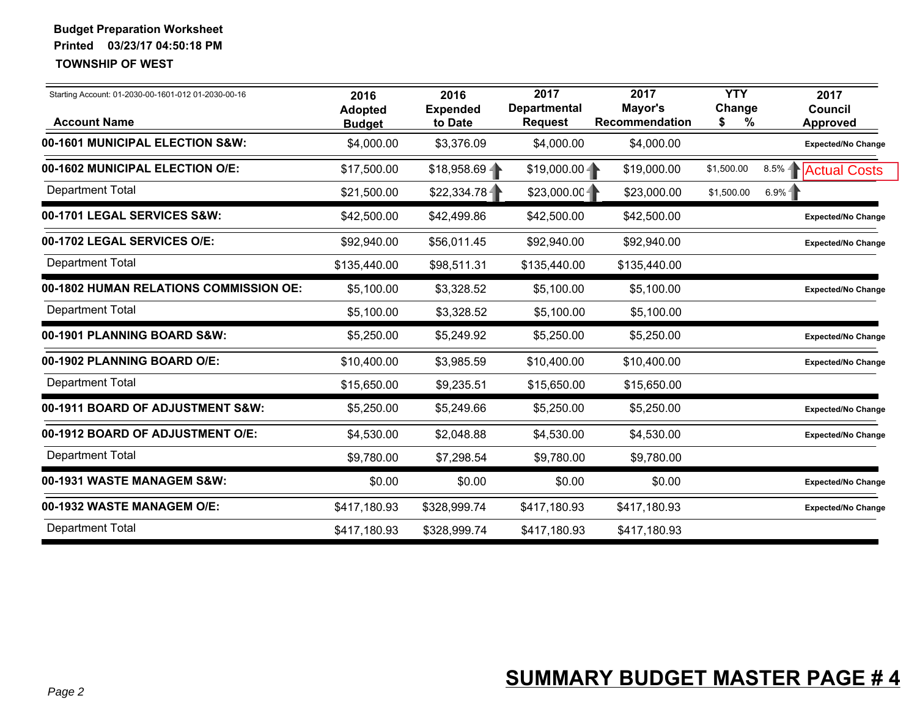**Budget Preparation Worksheet**
**Printed 03/23/17 04:50:18 PM**
**TOWNSHIP OF WEST**

Starting Account: 01-2030-00-1601-012 01-2030-00-16

| Account Name | 2016 Adopted Budget | 2016 Expended to Date | 2017 Departmental Request | 2017 Mayor's Recommendation | YTY Change $ | YTY Change % | 2017 Council Approved |
|---|---|---|---|---|---|---|---|
| **00-1601 MUNICIPAL ELECTION S&W:** | $4,000.00 | $3,376.09 | $4,000.00 | $4,000.00 | | | **Expected/No Change** |
| **00-1602 MUNICIPAL ELECTION O/E:** | $17,500.00 | $18,958.69 | $19,000.00 | $19,000.00 | $1,500.00 | 8.5% | Actual Costs |
| Department Total | $21,500.00 | $22,334.78 | $23,000.00 | $23,000.00 | $1,500.00 | 6.9% | |
| **00-1701 LEGAL SERVICES S&W:** | $42,500.00 | $42,499.86 | $42,500.00 | $42,500.00 | | | **Expected/No Change** |
| **00-1702 LEGAL SERVICES O/E:** | $92,940.00 | $56,011.45 | $92,940.00 | $92,940.00 | | | **Expected/No Change** |
| Department Total | $135,440.00 | $98,511.31 | $135,440.00 | $135,440.00 | | | |
| **00-1802 HUMAN RELATIONS COMMISSION OE:** | $5,100.00 | $3,328.52 | $5,100.00 | $5,100.00 | | | **Expected/No Change** |
| Department Total | $5,100.00 | $3,328.52 | $5,100.00 | $5,100.00 | | | |
| **00-1901 PLANNING BOARD S&W:** | $5,250.00 | $5,249.92 | $5,250.00 | $5,250.00 | | | **Expected/No Change** |
| **00-1902 PLANNING BOARD O/E:** | $10,400.00 | $3,985.59 | $10,400.00 | $10,400.00 | | | **Expected/No Change** |
| Department Total | $15,650.00 | $9,235.51 | $15,650.00 | $15,650.00 | | | |
| **00-1911 BOARD OF ADJUSTMENT S&W:** | $5,250.00 | $5,249.66 | $5,250.00 | $5,250.00 | | | **Expected/No Change** |
| **00-1912 BOARD OF ADJUSTMENT O/E:** | $4,530.00 | $2,048.88 | $4,530.00 | $4,530.00 | | | **Expected/No Change** |
| Department Total | $9,780.00 | $7,298.54 | $9,780.00 | $9,780.00 | | | |
| **00-1931 WASTE MANAGEM S&W:** | $0.00 | $0.00 | $0.00 | $0.00 | | | **Expected/No Change** |
| **00-1932 WASTE MANAGEM O/E:** | $417,180.93 | $328,999.74 | $417,180.93 | $417,180.93 | | | **Expected/No Change** |
| Department Total | $417,180.93 | $328,999.74 | $417,180.93 | $417,180.93 | | | |

**SUMMARY BUDGET MASTER PAGE # 4**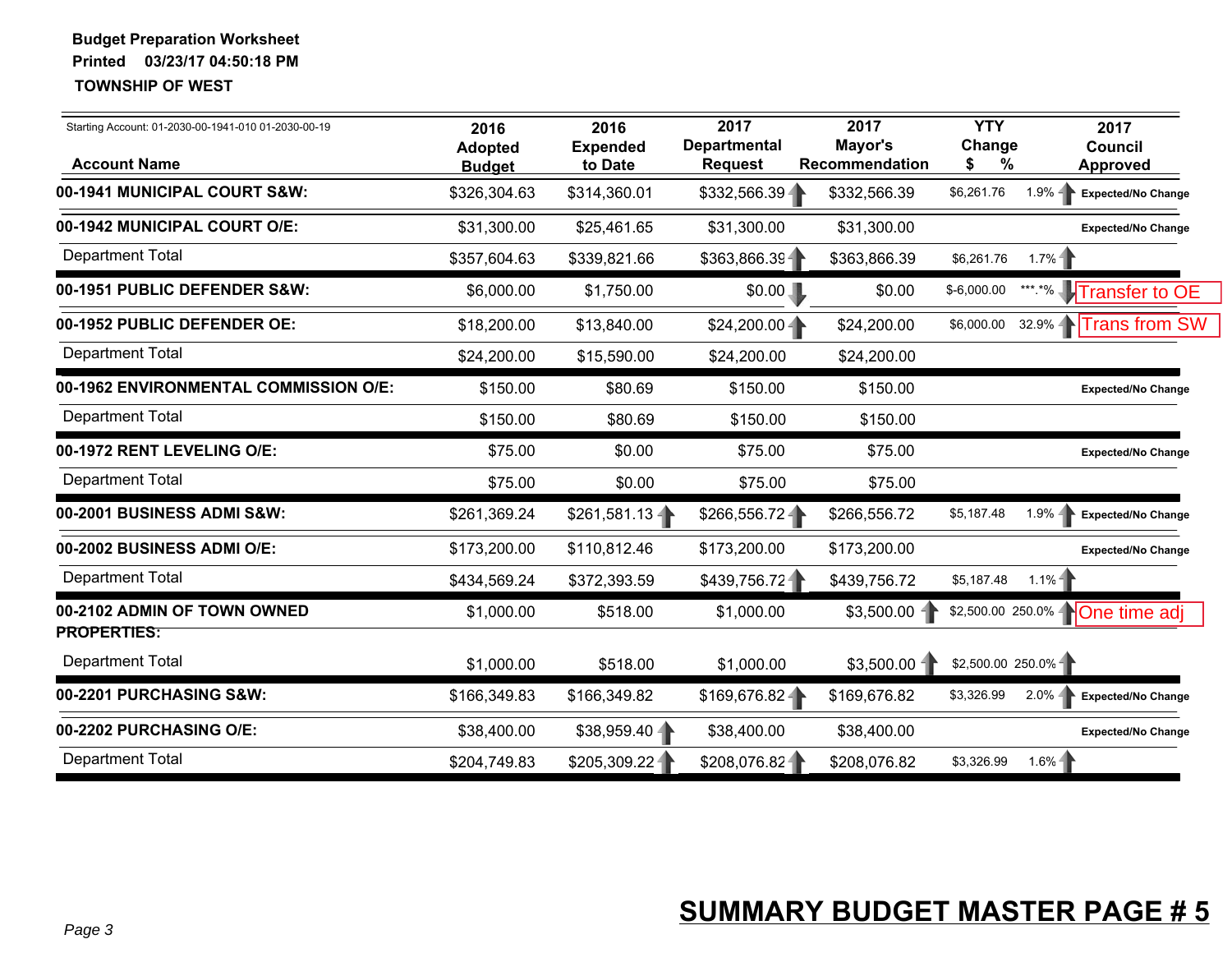**Budget Preparation Worksheet**
**Printed 03/23/17 04:50:18 PM**
**TOWNSHIP OF WEST**

Starting Account: 01-2030-00-1941-010 01-2030-00-19

| Account Name | 2016 Adopted Budget | 2016 Expended to Date | 2017 Departmental Request | 2017 Mayor's Recommendation | YTY Change $ | YTY Change % | 2017 Council Approved |
|---|---|---|---|---|---|---|---|
| **00-1941 MUNICIPAL COURT S&W:** | $326,304.63 | $314,360.01 | $332,566.39 | $332,566.39 | $6,261.76 | 1.9% | Expected/No Change |
| **00-1942 MUNICIPAL COURT O/E:** | $31,300.00 | $25,461.65 | $31,300.00 | $31,300.00 | | | Expected/No Change |
| Department Total | $357,604.63 | $339,821.66 | $363,866.39 | $363,866.39 | $6,261.76 | 1.7% | |
| **00-1951 PUBLIC DEFENDER S&W:** | $6,000.00 | $1,750.00 | $0.00 | $0.00 | $-6,000.00 | ***.*% | Transfer to OE |
| **00-1952 PUBLIC DEFENDER OE:** | $18,200.00 | $13,840.00 | $24,200.00 | $24,200.00 | $6,000.00 | 32.9% | Trans from SW |
| Department Total | $24,200.00 | $15,590.00 | $24,200.00 | $24,200.00 | | | |
| **00-1962 ENVIRONMENTAL COMMISSION O/E:** | $150.00 | $80.69 | $150.00 | $150.00 | | | Expected/No Change |
| Department Total | $150.00 | $80.69 | $150.00 | $150.00 | | | |
| **00-1972 RENT LEVELING O/E:** | $75.00 | $0.00 | $75.00 | $75.00 | | | Expected/No Change |
| Department Total | $75.00 | $0.00 | $75.00 | $75.00 | | | |
| **00-2001 BUSINESS ADMI S&W:** | $261,369.24 | $261,581.13 | $266,556.72 | $266,556.72 | $5,187.48 | 1.9% | Expected/No Change |
| **00-2002 BUSINESS ADMI O/E:** | $173,200.00 | $110,812.46 | $173,200.00 | $173,200.00 | | | Expected/No Change |
| Department Total | $434,569.24 | $372,393.59 | $439,756.72 | $439,756.72 | $5,187.48 | 1.1% | |
| **00-2102 ADMIN OF TOWN OWNED PROPERTIES:** | $1,000.00 | $518.00 | $1,000.00 | $3,500.00 | $2,500.00 | 250.0% | One time adj |
| Department Total | $1,000.00 | $518.00 | $1,000.00 | $3,500.00 | $2,500.00 | 250.0% | |
| **00-2201 PURCHASING S&W:** | $166,349.83 | $166,349.82 | $169,676.82 | $169,676.82 | $3,326.99 | 2.0% | Expected/No Change |
| **00-2202 PURCHASING O/E:** | $38,400.00 | $38,959.40 | $38,400.00 | $38,400.00 | | | Expected/No Change |
| Department Total | $204,749.83 | $205,309.22 | $208,076.82 | $208,076.82 | $3,326.99 | 1.6% | |

**SUMMARY BUDGET MASTER PAGE # 5**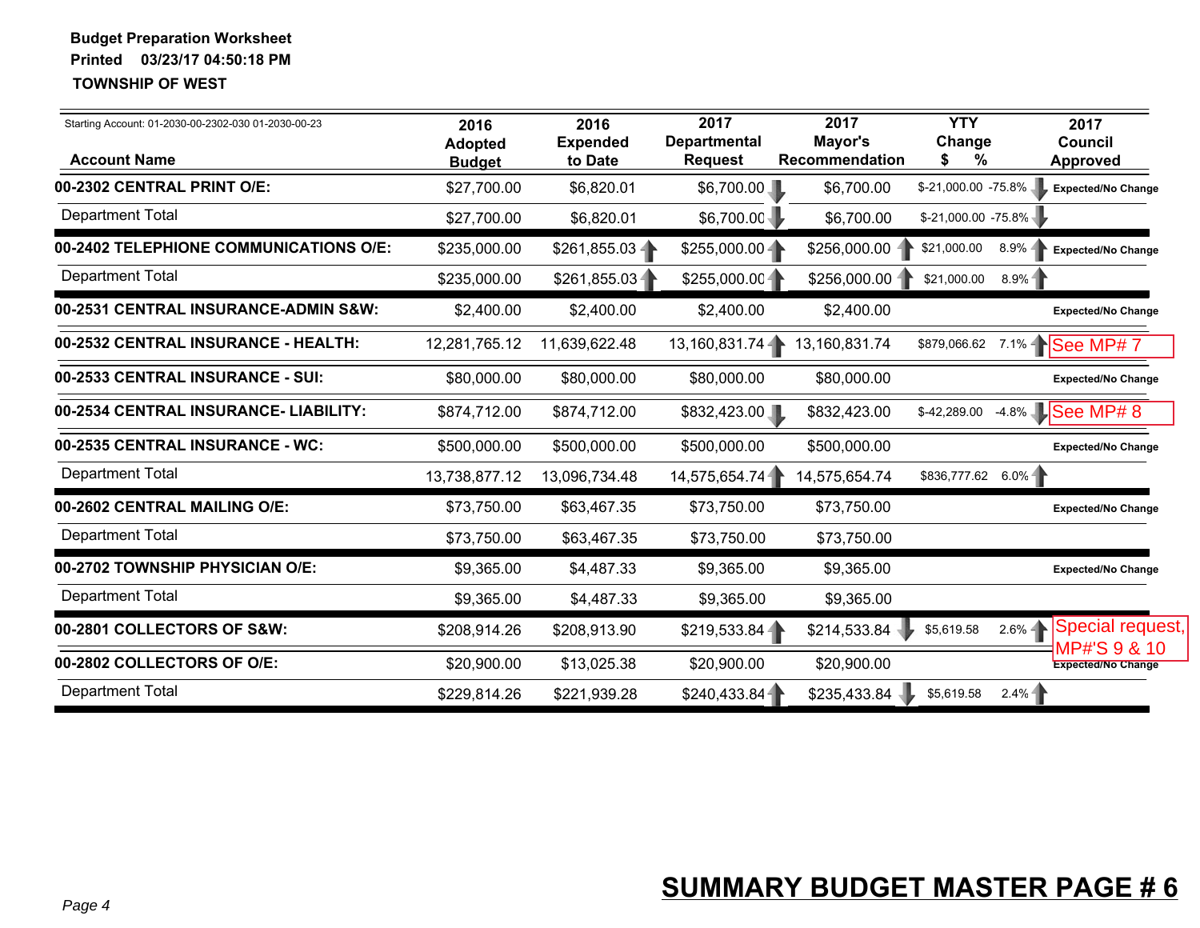**Budget Preparation Worksheet**

**Printed 03/23/17 04:50:18 PM**

**TOWNSHIP OF WEST**

Starting Account: 01-2030-00-2302-030 01-2030-00-23

| Account Name | 2016 Adopted Budget | 2016 Expended to Date | 2017 Departmental Request | 2017 Mayor's Recommendation | YTY Change $ | YTY Change % | 2017 Council Approved |
|---|---|---|---|---|---|---|---|
| **00-2302 CENTRAL PRINT O/E:** | $27,700.00 | $6,820.01 | $6,700.00 | $6,700.00 | $-21,000.00 | -75.8% | Expected/No Change |
| Department Total | $27,700.00 | $6,820.01 | $6,700.00 | $6,700.00 | $-21,000.00 | -75.8% | |
| **00-2402 TELEPHONE COMMUNICATIONS O/E:** | $235,000.00 | $261,855.03 | $255,000.00 | $256,000.00 | $21,000.00 | 8.9% | Expected/No Change |
| Department Total | $235,000.00 | $261,855.03 | $255,000.00 | $256,000.00 | $21,000.00 | 8.9% | |
| **00-2531 CENTRAL INSURANCE-ADMIN S&W:** | $2,400.00 | $2,400.00 | $2,400.00 | $2,400.00 | | | Expected/No Change |
| **00-2532 CENTRAL INSURANCE - HEALTH:** | 12,281,765.12 | 11,639,622.48 | 13,160,831.74 | 13,160,831.74 | $879,066.62 | 7.1% | See MP# 7 |
| **00-2533 CENTRAL INSURANCE - SUI:** | $80,000.00 | $80,000.00 | $80,000.00 | $80,000.00 | | | Expected/No Change |
| **00-2534 CENTRAL INSURANCE- LIABILITY:** | $874,712.00 | $874,712.00 | $832,423.00 | $832,423.00 | $-42,289.00 | -4.8% | See MP# 8 |
| **00-2535 CENTRAL INSURANCE - WC:** | $500,000.00 | $500,000.00 | $500,000.00 | $500,000.00 | | | Expected/No Change |
| Department Total | 13,738,877.12 | 13,096,734.48 | 14,575,654.74 | 14,575,654.74 | $836,777.62 | 6.0% | |
| **00-2602 CENTRAL MAILING O/E:** | $73,750.00 | $63,467.35 | $73,750.00 | $73,750.00 | | | Expected/No Change |
| Department Total | $73,750.00 | $63,467.35 | $73,750.00 | $73,750.00 | | | |
| **00-2702 TOWNSHIP PHYSICIAN O/E:** | $9,365.00 | $4,487.33 | $9,365.00 | $9,365.00 | | | Expected/No Change |
| Department Total | $9,365.00 | $4,487.33 | $9,365.00 | $9,365.00 | | | |
| **00-2801 COLLECTORS OF S&W:** | $208,914.26 | $208,913.90 | $219,533.84 | $214,533.84 | $5,619.58 | 2.6% | Special request, MP#'S 9 & 10 |
| **00-2802 COLLECTORS OF O/E:** | $20,900.00 | $13,025.38 | $20,900.00 | $20,900.00 | | | Expected/No Change |
| Department Total | $229,814.26 | $221,939.28 | $240,433.84 | $235,433.84 | $5,619.58 | 2.4% | |

*Page 4*

## SUMMARY BUDGET MASTER PAGE # 6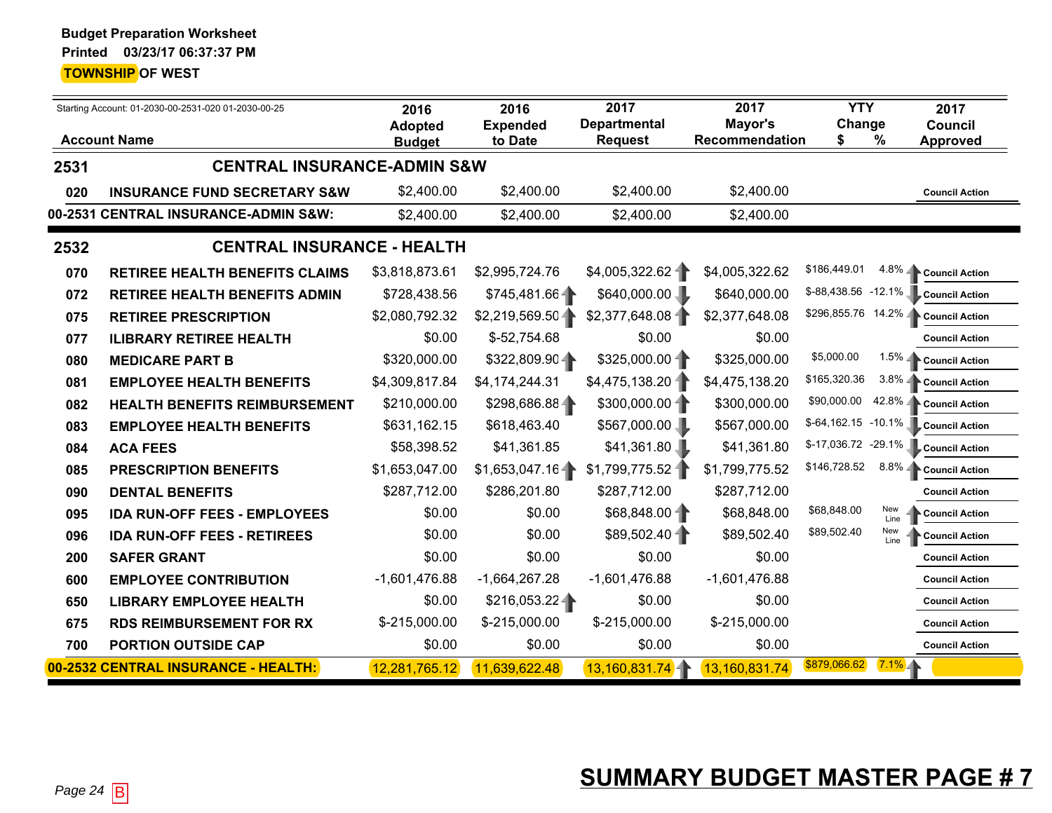**Budget Preparation Worksheet**

**Printed 03/23/17 06:37:37 PM**

**TOWNSHIP OF WEST**

Starting Account: 01-2030-00-2531-020 01-2030-00-25

| Account Name | | 2016 Adopted Budget | 2016 Expended to Date | 2017 Departmental Request | 2017 Mayor's Recommendation | YTY Change $ | % | 2017 Council Approved |
|---|---|---|---|---|---|---|---|---|
| **2531** | **CENTRAL INSURANCE-ADMIN S&W** | | | | | | | |
| **020** | **INSURANCE FUND SECRETARY S&W** | $2,400.00 | $2,400.00 | $2,400.00 | $2,400.00 | | | Council Action |
| **00-2531 CENTRAL INSURANCE-ADMIN S&W:** | | $2,400.00 | $2,400.00 | $2,400.00 | $2,400.00 | | | |
| **2532** | **CENTRAL INSURANCE - HEALTH** | | | | | | | |
| **070** | **RETIREE HEALTH BENEFITS CLAIMS** | $3,818,873.61 | $2,995,724.76 | $4,005,322.62 | $4,005,322.62 | $186,449.01 | 4.8% | Council Action |
| **072** | **RETIREE HEALTH BENEFITS ADMIN** | $728,438.56 | $745,481.66 | $640,000.00 | $640,000.00 | $-88,438.56 | -12.1% | Council Action |
| **075** | **RETIREE PRESCRIPTION** | $2,080,792.32 | $2,219,569.50 | $2,377,648.08 | $2,377,648.08 | $296,855.76 | 14.2% | Council Action |
| **077** | **ILIBRARY RETIREE HEALTH** | $0.00 | $-52,754.68 | $0.00 | $0.00 | | | Council Action |
| **080** | **MEDICARE PART B** | $320,000.00 | $322,809.90 | $325,000.00 | $325,000.00 | $5,000.00 | 1.5% | Council Action |
| **081** | **EMPLOYEE HEALTH BENEFITS** | $4,309,817.84 | $4,174,244.31 | $4,475,138.20 | $4,475,138.20 | $165,320.36 | 3.8% | Council Action |
| **082** | **HEALTH BENEFITS REIMBURSEMENT** | $210,000.00 | $298,686.88 | $300,000.00 | $300,000.00 | $90,000.00 | 42.8% | Council Action |
| **083** | **EMPLOYEE HEALTH BENEFITS** | $631,162.15 | $618,463.40 | $567,000.00 | $567,000.00 | $-64,162.15 | -10.1% | Council Action |
| **084** | **ACA FEES** | $58,398.52 | $41,361.85 | $41,361.80 | $41,361.80 | $-17,036.72 | -29.1% | Council Action |
| **085** | **PRESCRIPTION BENEFITS** | $1,653,047.00 | $1,653,047.16 | $1,799,775.52 | $1,799,775.52 | $146,728.52 | 8.8% | Council Action |
| **090** | **DENTAL BENEFITS** | $287,712.00 | $286,201.80 | $287,712.00 | $287,712.00 | | | Council Action |
| **095** | **IDA RUN-OFF FEES - EMPLOYEES** | $0.00 | $0.00 | $68,848.00 | $68,848.00 | $68,848.00 | New Line | Council Action |
| **096** | **IDA RUN-OFF FEES - RETIREES** | $0.00 | $0.00 | $89,502.40 | $89,502.40 | $89,502.40 | New Line | Council Action |
| **200** | **SAFER GRANT** | $0.00 | $0.00 | $0.00 | $0.00 | | | Council Action |
| **600** | **EMPLOYEE CONTRIBUTION** | -1,601,476.88 | -1,664,267.28 | -1,601,476.88 | -1,601,476.88 | | | Council Action |
| **650** | **LIBRARY EMPLOYEE HEALTH** | $0.00 | $216,053.22 | $0.00 | $0.00 | | | Council Action |
| **675** | **RDS REIMBURSEMENT FOR RX** | $-215,000.00 | $-215,000.00 | $-215,000.00 | $-215,000.00 | | | Council Action |
| **700** | **PORTION OUTSIDE CAP** | $0.00 | $0.00 | $0.00 | $0.00 | | | Council Action |
| **00-2532 CENTRAL INSURANCE - HEALTH:** | | 12,281,765.12 | 11,639,622.48 | 13,160,831.74 | 13,160,831.74 | $879,066.62 | 7.1% | |

**SUMMARY BUDGET MASTER PAGE # 7**

B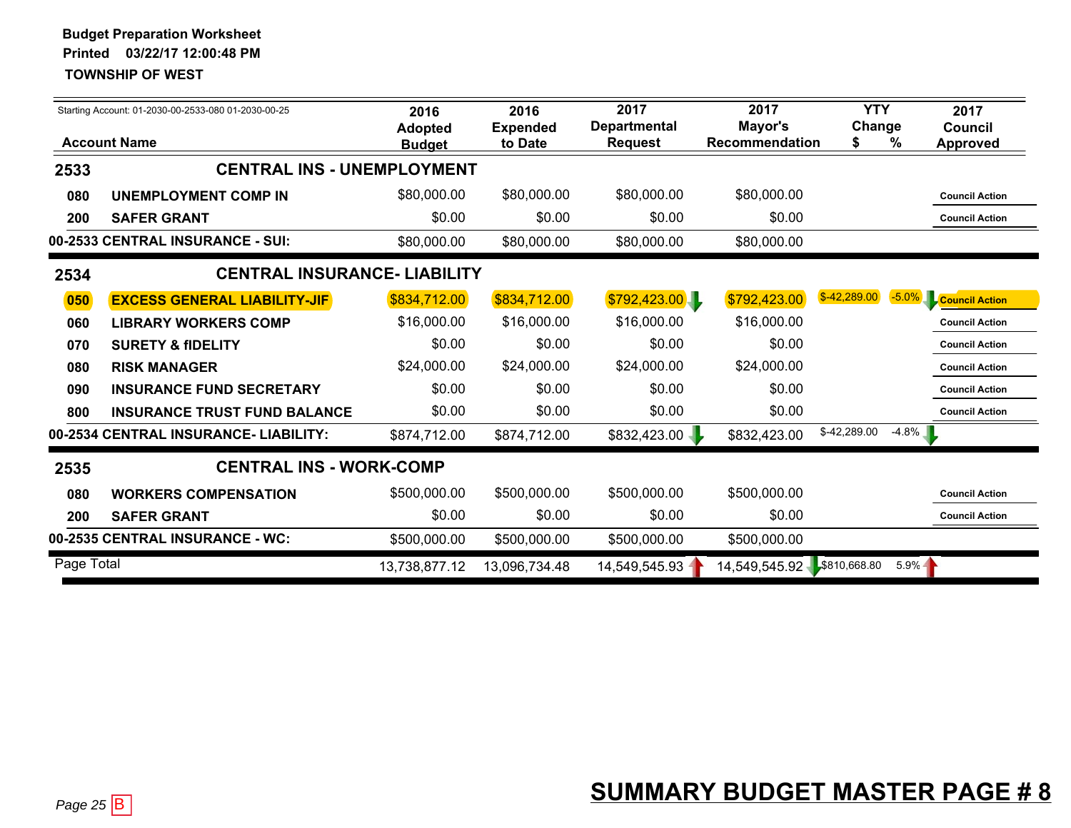**Budget Preparation Worksheet**
**Printed 03/22/17 12:00:48 PM**
**TOWNSHIP OF WEST**

Starting Account: 01-2030-00-2533-080 01-2030-00-25

| Account Name | | 2016 Adopted Budget | 2016 Expended to Date | 2017 Departmental Request | 2017 Mayor's Recommendation | YTY Change $ | YTY Change % | 2017 Council Approved |
|---|---|---|---|---|---|---|---|---|
| **2533** | **CENTRAL INS - UNEMPLOYMENT** | | | | | | | |
| 080 | UNEMPLOYMENT COMP IN | $80,000.00 | $80,000.00 | $80,000.00 | $80,000.00 | | | Council Action |
| 200 | SAFER GRANT | $0.00 | $0.00 | $0.00 | $0.00 | | | Council Action |
| **00-2533 CENTRAL INSURANCE - SUI:** | | $80,000.00 | $80,000.00 | $80,000.00 | $80,000.00 | | | |
| **2534** | **CENTRAL INSURANCE- LIABILITY** | | | | | | | |
| 050 | EXCESS GENERAL LIABILITY-JIF | $834,712.00 | $834,712.00 | $792,423.00 | $792,423.00 | $-42,289.00 | -5.0% | Council Action |
| 060 | LIBRARY WORKERS COMP | $16,000.00 | $16,000.00 | $16,000.00 | $16,000.00 | | | Council Action |
| 070 | SURETY & fIDELITY | $0.00 | $0.00 | $0.00 | $0.00 | | | Council Action |
| 080 | RISK MANAGER | $24,000.00 | $24,000.00 | $24,000.00 | $24,000.00 | | | Council Action |
| 090 | INSURANCE FUND SECRETARY | $0.00 | $0.00 | $0.00 | $0.00 | | | Council Action |
| 800 | INSURANCE TRUST FUND BALANCE | $0.00 | $0.00 | $0.00 | $0.00 | | | Council Action |
| **00-2534 CENTRAL INSURANCE- LIABILITY:** | | $874,712.00 | $874,712.00 | $832,423.00 | $832,423.00 | $-42,289.00 | -4.8% | |
| **2535** | **CENTRAL INS - WORK-COMP** | | | | | | | |
| 080 | WORKERS COMPENSATION | $500,000.00 | $500,000.00 | $500,000.00 | $500,000.00 | | | Council Action |
| 200 | SAFER GRANT | $0.00 | $0.00 | $0.00 | $0.00 | | | Council Action |
| **00-2535 CENTRAL INSURANCE - WC:** | | $500,000.00 | $500,000.00 | $500,000.00 | $500,000.00 | | | |
| Page Total | | 13,738,877.12 | 13,096,734.48 | 14,549,545.93 | 14,549,545.92 | $810,668.80 | 5.9% | |

Page 25 B

## SUMMARY BUDGET MASTER PAGE # 8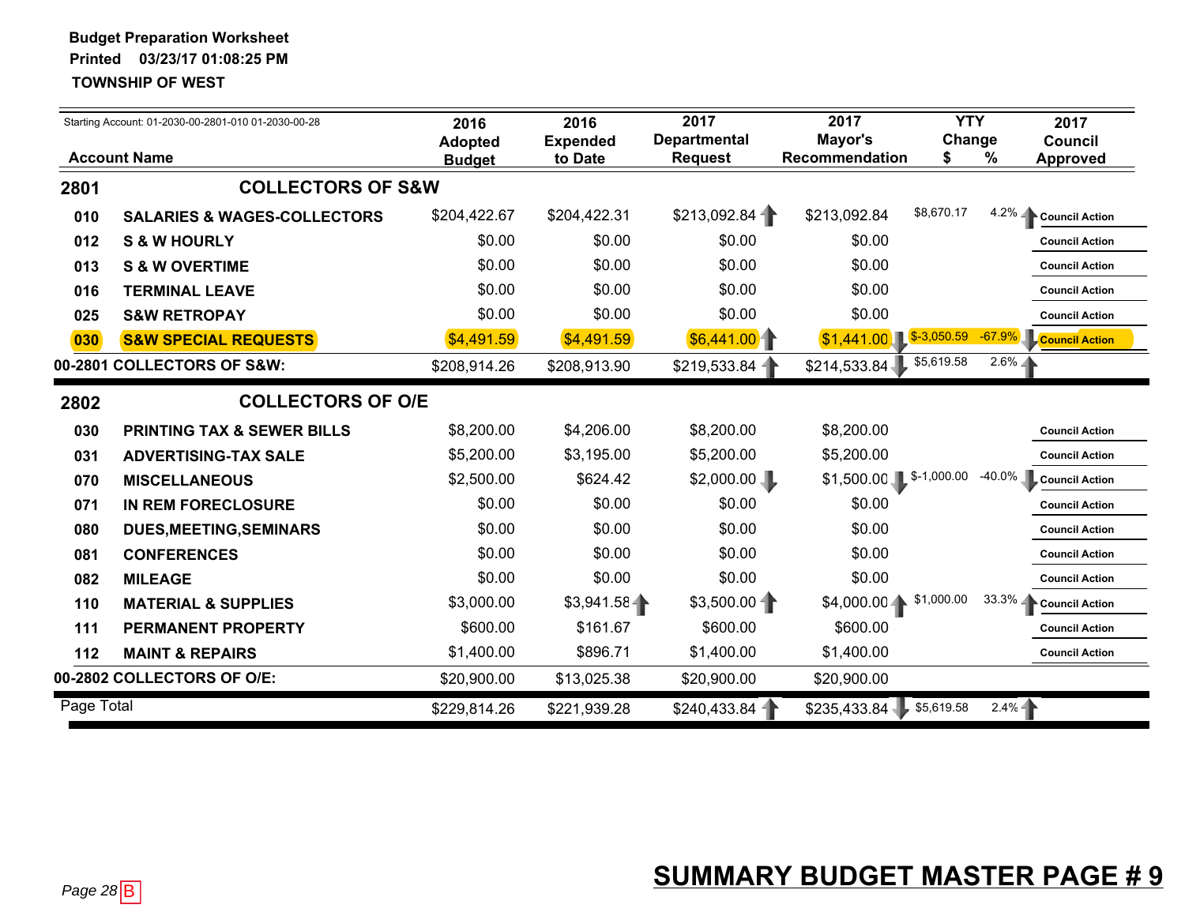**Budget Preparation Worksheet**
**Printed 03/23/17 01:08:25 PM**
**TOWNSHIP OF WEST**

Starting Account: 01-2030-00-2801-010 01-2030-00-28

| | Account Name | 2016 Adopted Budget | 2016 Expended to Date | 2017 Departmental Request | 2017 Mayor's Recommendation | YTY Change $ | YTY Change % | 2017 Council Approved |
|---|---|---|---|---|---|---|---|---|
| **2801** | **COLLECTORS OF S&W** | | | | | | | |
| 010 | SALARIES & WAGES-COLLECTORS | $204,422.67 | $204,422.31 | $213,092.84 | $213,092.84 | $8,670.17 | 4.2% | Council Action |
| 012 | S & W HOURLY | $0.00 | $0.00 | $0.00 | $0.00 | | | Council Action |
| 013 | S & W OVERTIME | $0.00 | $0.00 | $0.00 | $0.00 | | | Council Action |
| 016 | TERMINAL LEAVE | $0.00 | $0.00 | $0.00 | $0.00 | | | Council Action |
| 025 | S&W RETROPAY | $0.00 | $0.00 | $0.00 | $0.00 | | | Council Action |
| 030 | S&W SPECIAL REQUESTS | $4,491.59 | $4,491.59 | $6,441.00 | $1,441.00 | $-3,050.59 | -67.9% | Council Action |
| **00-2801 COLLECTORS OF S&W:** | | $208,914.26 | $208,913.90 | $219,533.84 | $214,533.84 | $5,619.58 | 2.6% | |
| **2802** | **COLLECTORS OF O/E** | | | | | | | |
| 030 | PRINTING TAX & SEWER BILLS | $8,200.00 | $4,206.00 | $8,200.00 | $8,200.00 | | | Council Action |
| 031 | ADVERTISING-TAX SALE | $5,200.00 | $3,195.00 | $5,200.00 | $5,200.00 | | | Council Action |
| 070 | MISCELLANEOUS | $2,500.00 | $624.42 | $2,000.00 | $1,500.00 | $-1,000.00 | -40.0% | Council Action |
| 071 | IN REM FORECLOSURE | $0.00 | $0.00 | $0.00 | $0.00 | | | Council Action |
| 080 | DUES,MEETING,SEMINARS | $0.00 | $0.00 | $0.00 | $0.00 | | | Council Action |
| 081 | CONFERENCES | $0.00 | $0.00 | $0.00 | $0.00 | | | Council Action |
| 082 | MILEAGE | $0.00 | $0.00 | $0.00 | $0.00 | | | Council Action |
| 110 | MATERIAL & SUPPLIES | $3,000.00 | $3,941.58 | $3,500.00 | $4,000.00 | $1,000.00 | 33.3% | Council Action |
| 111 | PERMANENT PROPERTY | $600.00 | $161.67 | $600.00 | $600.00 | | | Council Action |
| 112 | MAINT & REPAIRS | $1,400.00 | $896.71 | $1,400.00 | $1,400.00 | | | Council Action |
| **00-2802 COLLECTORS OF O/E:** | | $20,900.00 | $13,025.38 | $20,900.00 | $20,900.00 | | | |
| Page Total | | $229,814.26 | $221,939.28 | $240,433.84 | $235,433.84 | $5,619.58 | 2.4% | |

Page 28 B

**SUMMARY BUDGET MASTER PAGE # 9**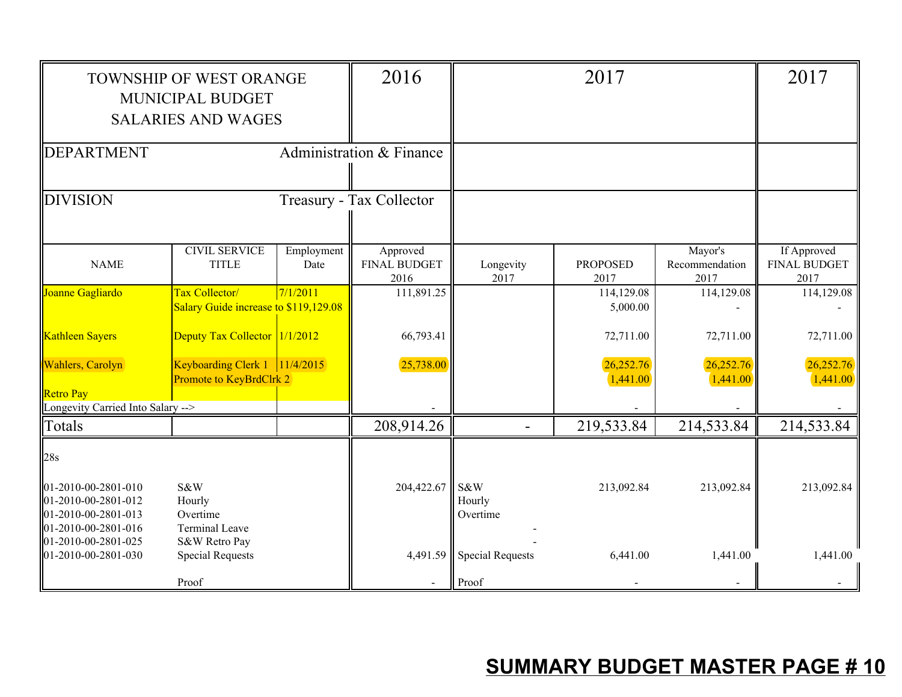| TOWNSHIP OF WEST ORANGE MUNICIPAL BUDGET SALARIES AND WAGES | | | 2016 | 2017 | | | 2017 |
|---|---|---|---|---|---|---|---|
| DEPARTMENT | | Administration & Finance | | | | | |
| DIVISION | | Treasury - Tax Collector | | | | | |
| NAME | CIVIL SERVICE TITLE | Employment Date | Approved FINAL BUDGET 2016 | Longevity 2017 | PROPOSED 2017 | Mayor's Recommendation 2017 | If Approved FINAL BUDGET 2017 |
| Joanne Gagliardo | Tax Collector/ | 7/1/2011 | 111,891.25 | | 114,129.08 | 114,129.08 | 114,129.08 |
| | Salary Guide increase to $119,129.08 | | | | 5,000.00 | - | - |
| Kathleen Sayers | Deputy Tax Collector | 1/1/2012 | 66,793.41 | | 72,711.00 | 72,711.00 | 72,711.00 |
| Wahlers, Carolyn | Keyboarding Clerk 1 | 11/4/2015 | 25,738.00 | | 26,252.76 | 26,252.76 | 26,252.76 |
| | Promote to KeyBrdClrk 2 | | | | 1,441.00 | 1,441.00 | 1,441.00 |
| Retro Pay | | | | | | | |
| Longevity Carried Into Salary --> | | | - | | - | - | - |
| Totals | | | 208,914.26 | - | 219,533.84 | 214,533.84 | 214,533.84 |
| 28s | | | | | | | |
| 01-2010-00-2801-010 | S&W | | 204,422.67 | S&W | 213,092.84 | 213,092.84 | 213,092.84 |
| 01-2010-00-2801-012 | Hourly | | | Hourly | | | |
| 01-2010-00-2801-013 | Overtime | | | Overtime | | | |
| 01-2010-00-2801-016 | Terminal Leave | | | - | | | |
| 01-2010-00-2801-025 | S&W Retro Pay | | | - | | | |
| 01-2010-00-2801-030 | Special Requests | | 4,491.59 | Special Requests | 6,441.00 | 1,441.00 | 1,441.00 |
| | Proof | | - | Proof | - | - | - |

**SUMMARY BUDGET MASTER PAGE # 10**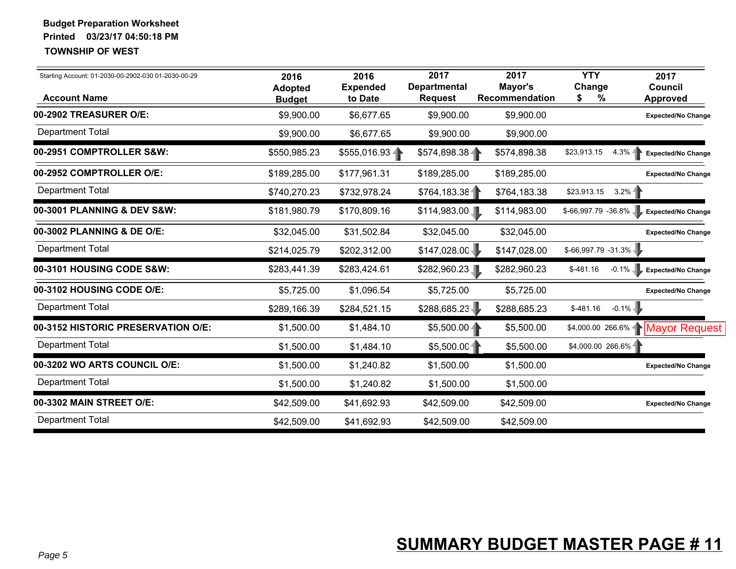**Budget Preparation Worksheet**
**Printed 03/23/17 04:50:18 PM**
**TOWNSHIP OF WEST**

Starting Account: 01-2030-00-2902-030 01-2030-00-29

| Account Name | 2016 Adopted Budget | 2016 Expended to Date | 2017 Departmental Request | 2017 Mayor's Recommendation | YTY Change $ | YTY Change % | 2017 Council Approved |
|---|---|---|---|---|---|---|---|
| **00-2902 TREASURER O/E:** | $9,900.00 | $6,677.65 | $9,900.00 | $9,900.00 | | | Expected/No Change |
| Department Total | $9,900.00 | $6,677.65 | $9,900.00 | $9,900.00 | | | |
| **00-2951 COMPTROLLER S&W:** | $550,985.23 | $555,016.93 | $574,898.38 | $574,898.38 | $23,913.15 | 4.3% | Expected/No Change |
| **00-2952 COMPTROLLER O/E:** | $189,285.00 | $177,961.31 | $189,285.00 | $189,285.00 | | | Expected/No Change |
| Department Total | $740,270.23 | $732,978.24 | $764,183.38 | $764,183.38 | $23,913.15 | 3.2% | |
| **00-3001 PLANNING & DEV S&W:** | $181,980.79 | $170,809.16 | $114,983.00 | $114,983.00 | $-66,997.79 | -36.8% | Expected/No Change |
| **00-3002 PLANNING & DE O/E:** | $32,045.00 | $31,502.84 | $32,045.00 | $32,045.00 | | | Expected/No Change |
| Department Total | $214,025.79 | $202,312.00 | $147,028.00 | $147,028.00 | $-66,997.79 | -31.3% | |
| **00-3101 HOUSING CODE S&W:** | $283,441.39 | $283,424.61 | $282,960.23 | $282,960.23 | $-481.16 | -0.1% | Expected/No Change |
| **00-3102 HOUSING CODE O/E:** | $5,725.00 | $1,096.54 | $5,725.00 | $5,725.00 | | | Expected/No Change |
| Department Total | $289,166.39 | $284,521.15 | $288,685.23 | $288,685.23 | $-481.16 | -0.1% | |
| **00-3152 HISTORIC PRESERVATION O/E:** | $1,500.00 | $1,484.10 | $5,500.00 | $5,500.00 | $4,000.00 | 266.6% | Mayor Request |
| Department Total | $1,500.00 | $1,484.10 | $5,500.00 | $5,500.00 | $4,000.00 | 266.6% | |
| **00-3202 WO ARTS COUNCIL O/E:** | $1,500.00 | $1,240.82 | $1,500.00 | $1,500.00 | | | Expected/No Change |
| Department Total | $1,500.00 | $1,240.82 | $1,500.00 | $1,500.00 | | | |
| **00-3302 MAIN STREET O/E:** | $42,509.00 | $41,692.93 | $42,509.00 | $42,509.00 | | | Expected/No Change |
| Department Total | $42,509.00 | $41,692.93 | $42,509.00 | $42,509.00 | | | |

**SUMMARY BUDGET MASTER PAGE # 11**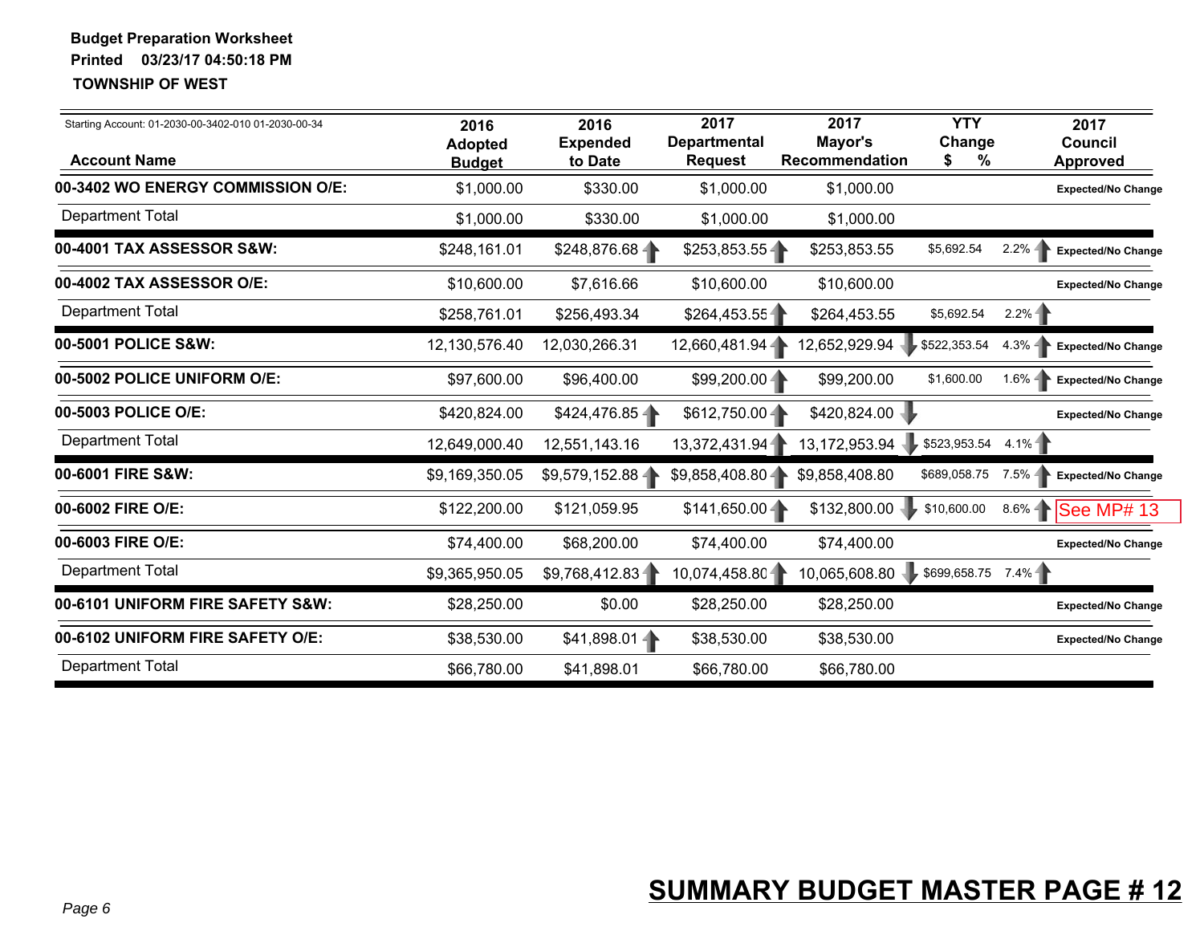**Budget Preparation Worksheet**

**Printed 03/23/17 04:50:18 PM**

**TOWNSHIP OF WEST**

Starting Account: 01-2030-00-3402-010 01-2030-00-34

| Account Name | 2016 Adopted Budget | 2016 Expended to Date | 2017 Departmental Request | 2017 Mayor's Recommendation | YTY Change $ | YTY Change % | 2017 Council Approved |
|---|---|---|---|---|---|---|---|
| **00-3402 WO ENERGY COMMISSION O/E:** | $1,000.00 | $330.00 | $1,000.00 | $1,000.00 | | | **Expected/No Change** |
| Department Total | $1,000.00 | $330.00 | $1,000.00 | $1,000.00 | | | |
| **00-4001 TAX ASSESSOR S&W:** | $248,161.01 | $248,876.68 | $253,853.55 | $253,853.55 | $5,692.54 | 2.2% | **Expected/No Change** |
| **00-4002 TAX ASSESSOR O/E:** | $10,600.00 | $7,616.66 | $10,600.00 | $10,600.00 | | | **Expected/No Change** |
| Department Total | $258,761.01 | $256,493.34 | $264,453.55 | $264,453.55 | $5,692.54 | 2.2% | |
| **00-5001 POLICE S&W:** | 12,130,576.40 | 12,030,266.31 | 12,660,481.94 | 12,652,929.94 | $522,353.54 | 4.3% | **Expected/No Change** |
| **00-5002 POLICE UNIFORM O/E:** | $97,600.00 | $96,400.00 | $99,200.00 | $99,200.00 | $1,600.00 | 1.6% | **Expected/No Change** |
| **00-5003 POLICE O/E:** | $420,824.00 | $424,476.85 | $612,750.00 | $420,824.00 | | | **Expected/No Change** |
| Department Total | 12,649,000.40 | 12,551,143.16 | 13,372,431.94 | 13,172,953.94 | $523,953.54 | 4.1% | |
| **00-6001 FIRE S&W:** | $9,169,350.05 | $9,579,152.88 | $9,858,408.80 | $9,858,408.80 | $689,058.75 | 7.5% | **Expected/No Change** |
| **00-6002 FIRE O/E:** | $122,200.00 | $121,059.95 | $141,650.00 | $132,800.00 | $10,600.00 | 8.6% | See MP# 13 |
| **00-6003 FIRE O/E:** | $74,400.00 | $68,200.00 | $74,400.00 | $74,400.00 | | | **Expected/No Change** |
| Department Total | $9,365,950.05 | $9,768,412.83 | 10,074,458.80 | 10,065,608.80 | $699,658.75 | 7.4% | |
| **00-6101 UNIFORM FIRE SAFETY S&W:** | $28,250.00 | $0.00 | $28,250.00 | $28,250.00 | | | **Expected/No Change** |
| **00-6102 UNIFORM FIRE SAFETY O/E:** | $38,530.00 | $41,898.01 | $38,530.00 | $38,530.00 | | | **Expected/No Change** |
| Department Total | $66,780.00 | $41,898.01 | $66,780.00 | $66,780.00 | | | |

**SUMMARY BUDGET MASTER PAGE # 12**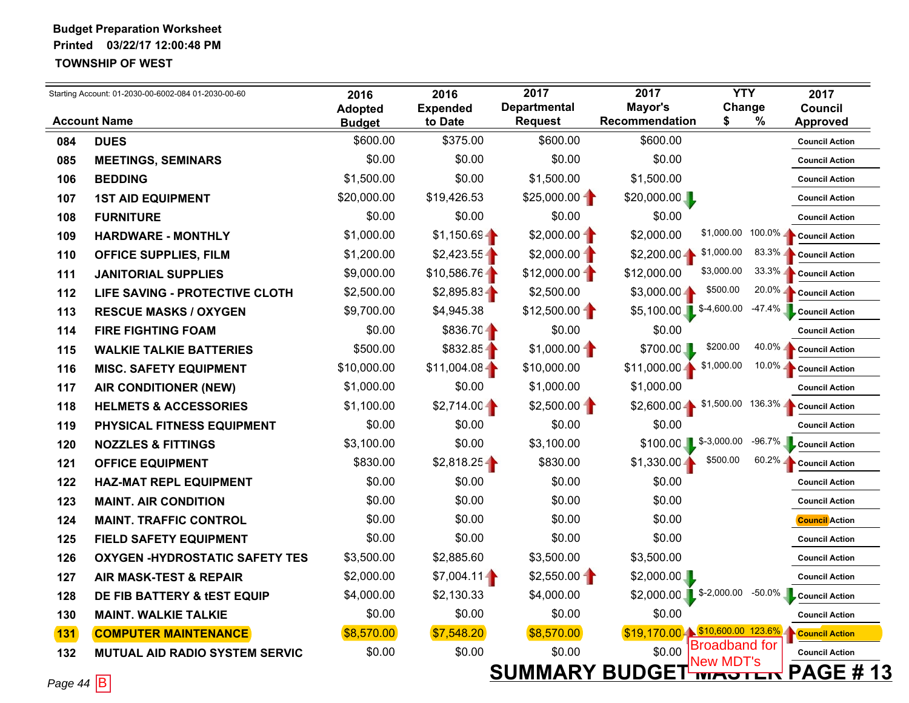**Budget Preparation Worksheet**
**Printed 03/22/17 12:00:48 PM**
**TOWNSHIP OF WEST**

Starting Account: 01-2030-00-6002-084 01-2030-00-60

| | Account Name | 2016 Adopted Budget | 2016 Expended to Date | 2017 Departmental Request | 2017 Mayor's Recommendation | YTY Change $ | YTY Change % | 2017 Council Approved |
|---|---|---|---|---|---|---|---|---|
| 084 | DUES | $600.00 | $375.00 | $600.00 | $600.00 | | | Council Action |
| 085 | MEETINGS, SEMINARS | $0.00 | $0.00 | $0.00 | $0.00 | | | Council Action |
| 106 | BEDDING | $1,500.00 | $0.00 | $1,500.00 | $1,500.00 | | | Council Action |
| 107 | 1ST AID EQUIPMENT | $20,000.00 | $19,426.53 | $25,000.00 | $20,000.00 | | | Council Action |
| 108 | FURNITURE | $0.00 | $0.00 | $0.00 | $0.00 | | | Council Action |
| 109 | HARDWARE - MONTHLY | $1,000.00 | $1,150.69 | $2,000.00 | $2,000.00 | $1,000.00 | 100.0% | Council Action |
| 110 | OFFICE SUPPLIES, FILM | $1,200.00 | $2,423.55 | $2,000.00 | $2,200.00 | $1,000.00 | 83.3% | Council Action |
| 111 | JANITORIAL SUPPLIES | $9,000.00 | $10,586.76 | $12,000.00 | $12,000.00 | $3,000.00 | 33.3% | Council Action |
| 112 | LIFE SAVING - PROTECTIVE CLOTH | $2,500.00 | $2,895.83 | $2,500.00 | $3,000.00 | $500.00 | 20.0% | Council Action |
| 113 | RESCUE MASKS / OXYGEN | $9,700.00 | $4,945.38 | $12,500.00 | $5,100.00 | $-4,600.00 | -47.4% | Council Action |
| 114 | FIRE FIGHTING FOAM | $0.00 | $836.70 | $0.00 | $0.00 | | | Council Action |
| 115 | WALKIE TALKIE BATTERIES | $500.00 | $832.85 | $1,000.00 | $700.00 | $200.00 | 40.0% | Council Action |
| 116 | MISC. SAFETY EQUIPMENT | $10,000.00 | $11,004.08 | $10,000.00 | $11,000.00 | $1,000.00 | 10.0% | Council Action |
| 117 | AIR CONDITIONER (NEW) | $1,000.00 | $0.00 | $1,000.00 | $1,000.00 | | | Council Action |
| 118 | HELMETS & ACCESSORIES | $1,100.00 | $2,714.00 | $2,500.00 | $2,600.00 | $1,500.00 | 136.3% | Council Action |
| 119 | PHYSICAL FITNESS EQUIPMENT | $0.00 | $0.00 | $0.00 | $0.00 | | | Council Action |
| 120 | NOZZLES & FITTINGS | $3,100.00 | $0.00 | $3,100.00 | $100.00 | $-3,000.00 | -96.7% | Council Action |
| 121 | OFFICE EQUIPMENT | $830.00 | $2,818.25 | $830.00 | $1,330.00 | $500.00 | 60.2% | Council Action |
| 122 | HAZ-MAT REPL EQUIPMENT | $0.00 | $0.00 | $0.00 | $0.00 | | | Council Action |
| 123 | MAINT. AIR CONDITION | $0.00 | $0.00 | $0.00 | $0.00 | | | Council Action |
| 124 | MAINT. TRAFFIC CONTROL | $0.00 | $0.00 | $0.00 | $0.00 | | | Council Action |
| 125 | FIELD SAFETY EQUIPMENT | $0.00 | $0.00 | $0.00 | $0.00 | | | Council Action |
| 126 | OXYGEN -HYDROSTATIC SAFETY TES | $3,500.00 | $2,885.60 | $3,500.00 | $3,500.00 | | | Council Action |
| 127 | AIR MASK-TEST & REPAIR | $2,000.00 | $7,004.11 | $2,550.00 | $2,000.00 | | | Council Action |
| 128 | DE FIB BATTERY & tEST EQUIP | $4,000.00 | $2,130.33 | $4,000.00 | $2,000.00 | $-2,000.00 | -50.0% | Council Action |
| 130 | MAINT. WALKIE TALKIE | $0.00 | $0.00 | $0.00 | $0.00 | | | Council Action |
| 131 | COMPUTER MAINTENANCE | $8,570.00 | $7,548.20 | $8,570.00 | $19,170.00 | $10,600.00 | 123.6% | Council Action |
| 132 | MUTUAL AID RADIO SYSTEM SERVIC | $0.00 | $0.00 | $0.00 | $0.00 | | | Council Action |

Broadband for New MDT's

Page 44 B

**SUMMARY BUDGET MASTER PAGE # 13**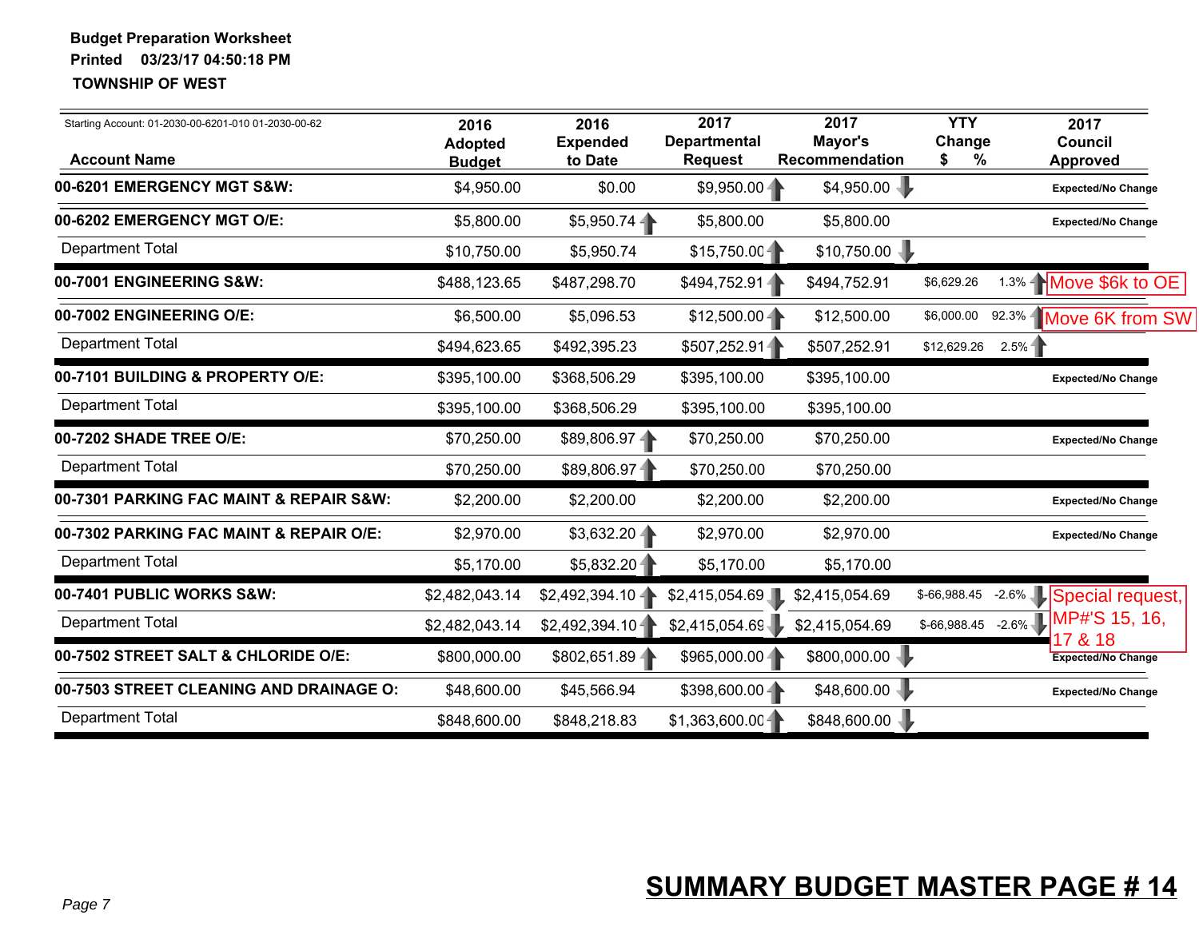**Budget Preparation Worksheet**
**Printed 03/23/17 04:50:18 PM**
**TOWNSHIP OF WEST**

Starting Account: 01-2030-00-6201-010 01-2030-00-62

| Account Name | 2016 Adopted Budget | 2016 Expended to Date | 2017 Departmental Request | 2017 Mayor's Recommendation | YTY Change $ | YTY Change % | 2017 Council Approved |
|---|---|---|---|---|---|---|---|
| **00-6201 EMERGENCY MGT S&W:** | $4,950.00 | $0.00 | $9,950.00 | $4,950.00 | | | Expected/No Change |
| **00-6202 EMERGENCY MGT O/E:** | $5,800.00 | $5,950.74 | $5,800.00 | $5,800.00 | | | Expected/No Change |
| Department Total | $10,750.00 | $5,950.74 | $15,750.00 | $10,750.00 | | | |
| **00-7001 ENGINEERING S&W:** | $488,123.65 | $487,298.70 | $494,752.91 | $494,752.91 | $6,629.26 | 1.3% | Move $6k to OE |
| **00-7002 ENGINEERING O/E:** | $6,500.00 | $5,096.53 | $12,500.00 | $12,500.00 | $6,000.00 | 92.3% | Move 6K from SW |
| Department Total | $494,623.65 | $492,395.23 | $507,252.91 | $507,252.91 | $12,629.26 | 2.5% | |
| **00-7101 BUILDING & PROPERTY O/E:** | $395,100.00 | $368,506.29 | $395,100.00 | $395,100.00 | | | Expected/No Change |
| Department Total | $395,100.00 | $368,506.29 | $395,100.00 | $395,100.00 | | | |
| **00-7202 SHADE TREE O/E:** | $70,250.00 | $89,806.97 | $70,250.00 | $70,250.00 | | | Expected/No Change |
| Department Total | $70,250.00 | $89,806.97 | $70,250.00 | $70,250.00 | | | |
| **00-7301 PARKING FAC MAINT & REPAIR S&W:** | $2,200.00 | $2,200.00 | $2,200.00 | $2,200.00 | | | Expected/No Change |
| **00-7302 PARKING FAC MAINT & REPAIR O/E:** | $2,970.00 | $3,632.20 | $2,970.00 | $2,970.00 | | | Expected/No Change |
| Department Total | $5,170.00 | $5,832.20 | $5,170.00 | $5,170.00 | | | |
| **00-7401 PUBLIC WORKS S&W:** | $2,482,043.14 | $2,492,394.10 | $2,415,054.69 | $2,415,054.69 | $-66,988.45 | -2.6% | Special request, MP#'S 15, 16, 17 & 18 |
| Department Total | $2,482,043.14 | $2,492,394.10 | $2,415,054.69 | $2,415,054.69 | $-66,988.45 | -2.6% | |
| **00-7502 STREET SALT & CHLORIDE O/E:** | $800,000.00 | $802,651.89 | $965,000.00 | $800,000.00 | | | Expected/No Change |
| **00-7503 STREET CLEANING AND DRAINAGE O:** | $48,600.00 | $45,566.94 | $398,600.00 | $48,600.00 | | | Expected/No Change |
| Department Total | $848,600.00 | $848,218.83 | $1,363,600.00 | $848,600.00 | | | |

**SUMMARY BUDGET MASTER PAGE # 14**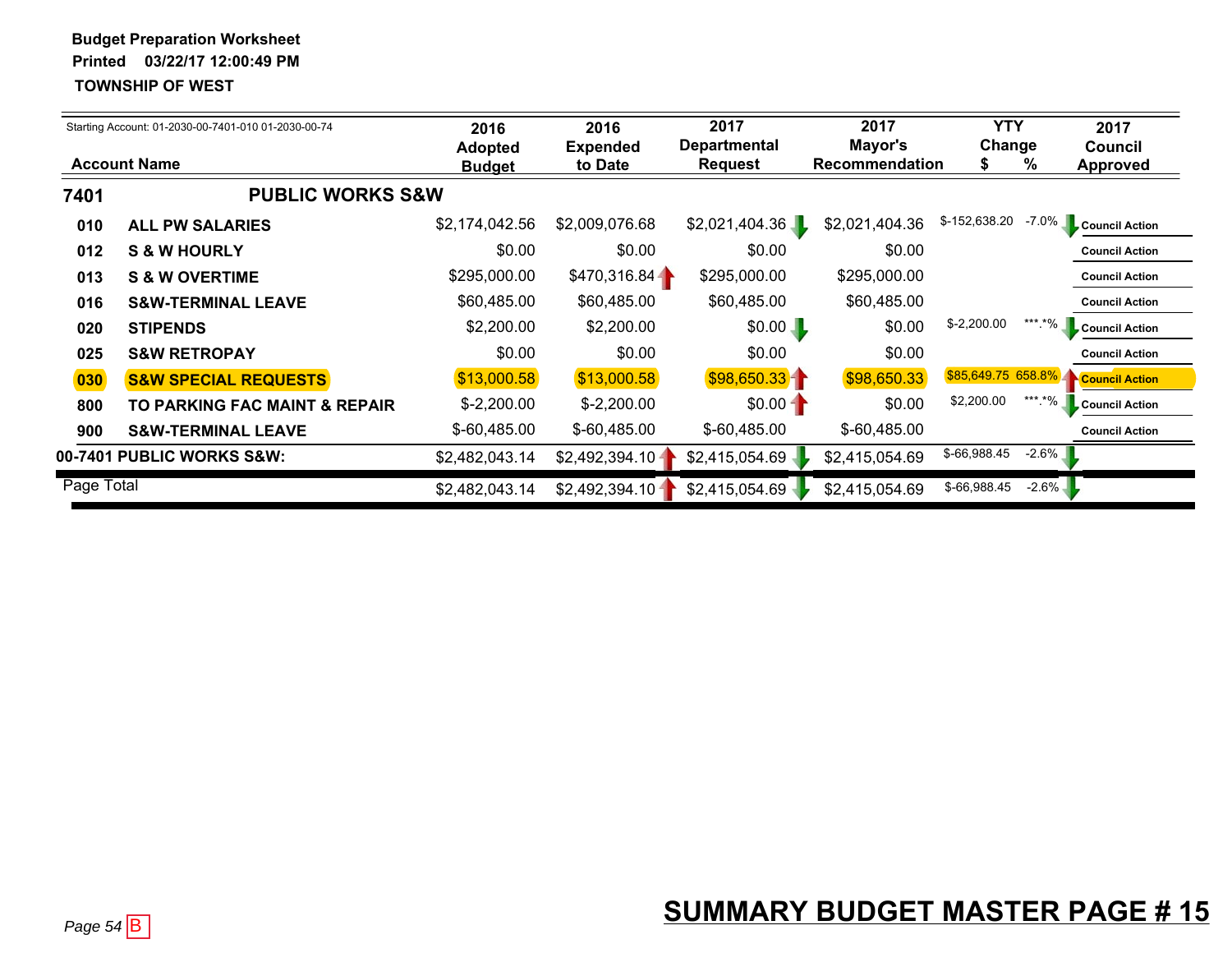**Budget Preparation Worksheet**
**Printed 03/22/17 12:00:49 PM**
**TOWNSHIP OF WEST**

Starting Account: 01-2030-00-7401-010 01-2030-00-74

| Account Name | | 2016 Adopted Budget | 2016 Expended to Date | 2017 Departmental Request | 2017 Mayor's Recommendation | YTY Change $ | YTY Change % | 2017 Council Approved |
|---|---|---|---|---|---|---|---|---|
| **7401** | **PUBLIC WORKS S&W** | | | | | | | |
| **010** | **ALL PW SALARIES** | $2,174,042.56 | $2,009,076.68 | $2,021,404.36 | $2,021,404.36 | $-152,638.20 | -7.0% | Council Action |
| **012** | **S & W HOURLY** | $0.00 | $0.00 | $0.00 | $0.00 | | | Council Action |
| **013** | **S & W OVERTIME** | $295,000.00 | $470,316.84 | $295,000.00 | $295,000.00 | | | Council Action |
| **016** | **S&W-TERMINAL LEAVE** | $60,485.00 | $60,485.00 | $60,485.00 | $60,485.00 | | | Council Action |
| **020** | **STIPENDS** | $2,200.00 | $2,200.00 | $0.00 | $0.00 | $-2,200.00 | ***.*% | Council Action |
| **025** | **S&W RETROPAY** | $0.00 | $0.00 | $0.00 | $0.00 | | | Council Action |
| **030** | **S&W SPECIAL REQUESTS** | $13,000.58 | $13,000.58 | $98,650.33 | $98,650.33 | $85,649.75 | 658.8% | Council Action |
| **800** | **TO PARKING FAC MAINT & REPAIR** | $-2,200.00 | $-2,200.00 | $0.00 | $0.00 | $2,200.00 | ***.*% | Council Action |
| **900** | **S&W-TERMINAL LEAVE** | $-60,485.00 | $-60,485.00 | $-60,485.00 | $-60,485.00 | | | Council Action |
| **00-7401 PUBLIC WORKS S&W:** | | $2,482,043.14 | $2,492,394.10 | $2,415,054.69 | $2,415,054.69 | $-66,988.45 | -2.6% | |
| Page Total | | $2,482,043.14 | $2,492,394.10 | $2,415,054.69 | $2,415,054.69 | $-66,988.45 | -2.6% | |

*Page 54* B

**SUMMARY BUDGET MASTER PAGE # 15**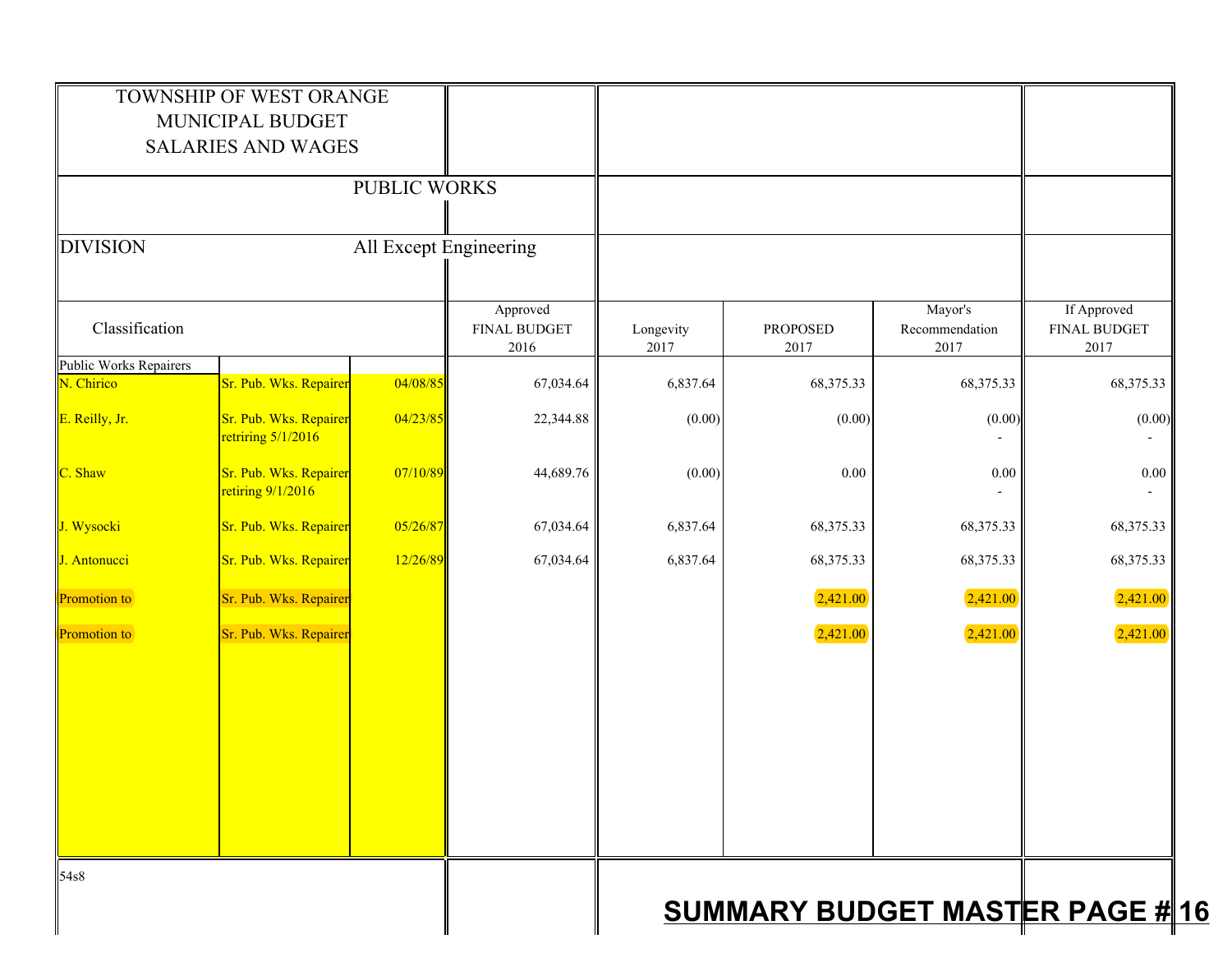TOWNSHIP OF WEST ORANGE
MUNICIPAL BUDGET
SALARIES AND WAGES

PUBLIC WORKS

DIVISION: All Except Engineering

| Classification | | | Approved FINAL BUDGET 2016 | Longevity 2017 | PROPOSED 2017 | Mayor's Recommendation 2017 | If Approved FINAL BUDGET 2017 |
|---|---|---|---|---|---|---|---|
| Public Works Repairers | | | | | | | |
| N. Chirico | Sr. Pub. Wks. Repairer | 04/08/85 | 67,034.64 | 6,837.64 | 68,375.33 | 68,375.33 | 68,375.33 |
| E. Reilly, Jr. | Sr. Pub. Wks. Repairer retiring 5/1/2016 | 04/23/85 | 22,344.88 | (0.00) | (0.00) | (0.00) - | (0.00) - |
| C. Shaw | Sr. Pub. Wks. Repairer retiring 9/1/2016 | 07/10/89 | 44,689.76 | (0.00) | 0.00 | 0.00 - | 0.00 - |
| J. Wysocki | Sr. Pub. Wks. Repairer | 05/26/87 | 67,034.64 | 6,837.64 | 68,375.33 | 68,375.33 | 68,375.33 |
| J. Antonucci | Sr. Pub. Wks. Repairer | 12/26/89 | 67,034.64 | 6,837.64 | 68,375.33 | 68,375.33 | 68,375.33 |
| Promotion to | Sr. Pub. Wks. Repairer | | | | 2,421.00 | 2,421.00 | 2,421.00 |
| Promotion to | Sr. Pub. Wks. Repairer | | | | 2,421.00 | 2,421.00 | 2,421.00 |

54s8

**SUMMARY BUDGET MASTER PAGE # 16**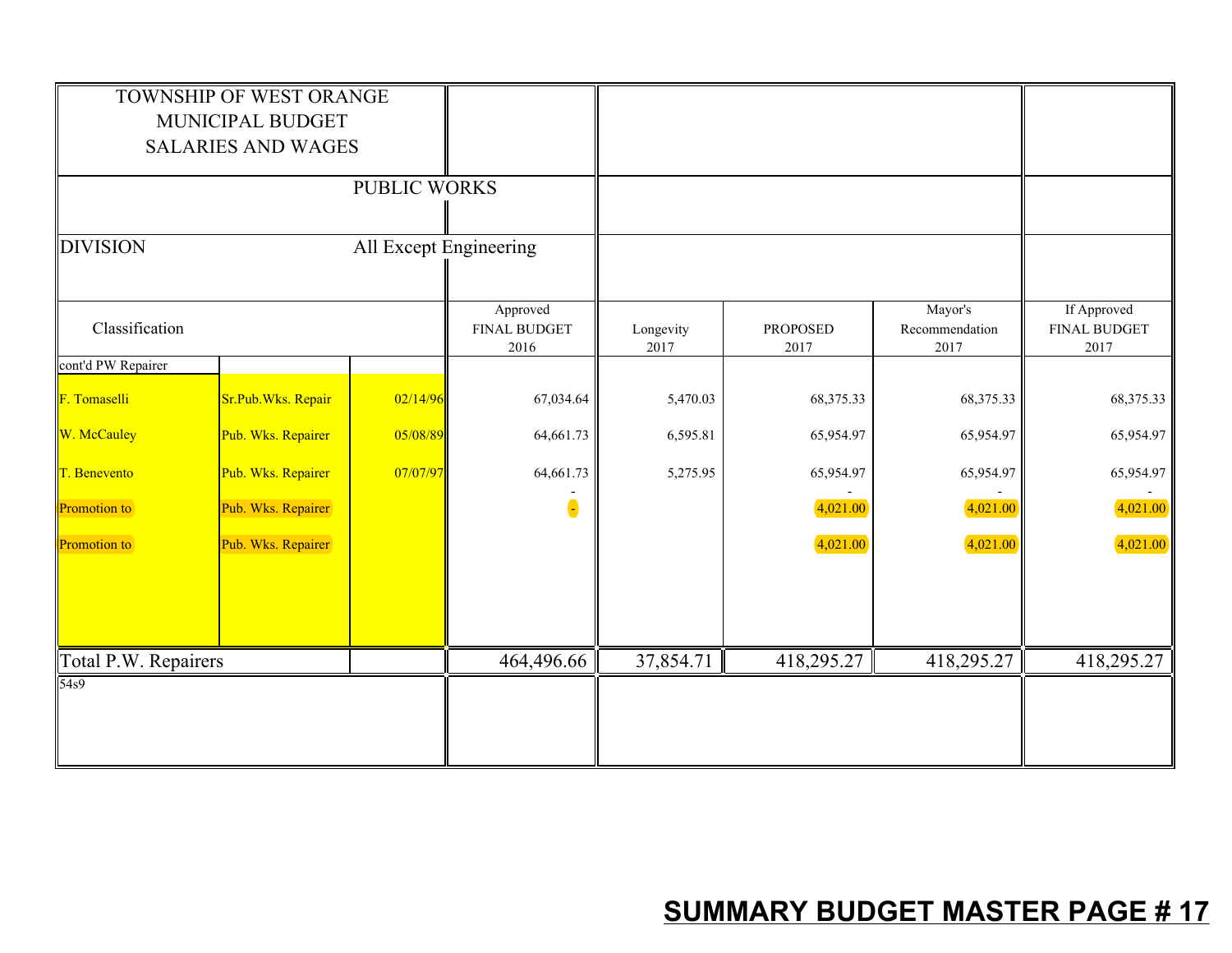TOWNSHIP OF WEST ORANGE
MUNICIPAL BUDGET
SALARIES AND WAGES

PUBLIC WORKS

DIVISION — All Except Engineering

| Classification | | | Approved FINAL BUDGET 2016 | Longevity 2017 | PROPOSED 2017 | Mayor's Recommendation 2017 | If Approved FINAL BUDGET 2017 |
|---|---|---|---|---|---|---|---|
| cont'd PW Repairer | | | | | | | |
| F. Tomaselli | Sr.Pub.Wks. Repair | 02/14/96 | 67,034.64 | 5,470.03 | 68,375.33 | 68,375.33 | 68,375.33 |
| W. McCauley | Pub. Wks. Repairer | 05/08/89 | 64,661.73 | 6,595.81 | 65,954.97 | 65,954.97 | 65,954.97 |
| T. Benevento | Pub. Wks. Repairer | 07/07/97 | 64,661.73 | 5,275.95 | 65,954.97 | 65,954.97 | 65,954.97 |
| Promotion to | Pub. Wks. Repairer | | - | | 4,021.00 | 4,021.00 | 4,021.00 |
| Promotion to | Pub. Wks. Repairer | | | | 4,021.00 | 4,021.00 | 4,021.00 |
| Total P.W. Repairers | | | 464,496.66 | 37,854.71 | 418,295.27 | 418,295.27 | 418,295.27 |

54s9

**SUMMARY BUDGET MASTER PAGE # 17**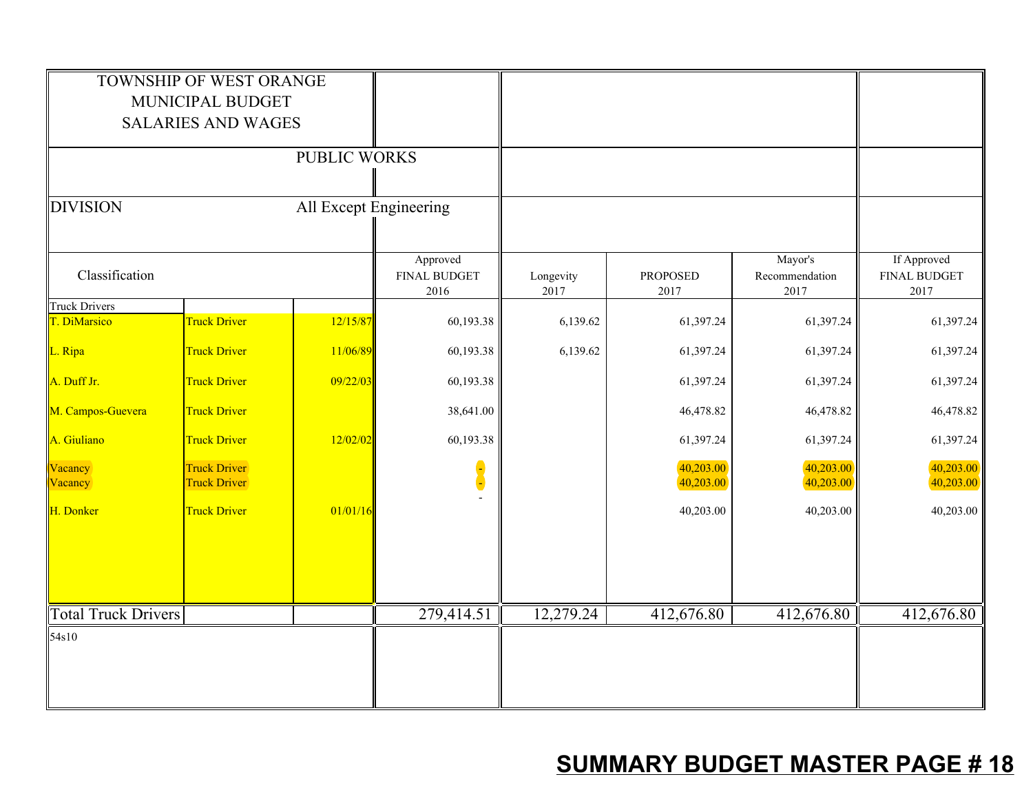TOWNSHIP OF WEST ORANGE
MUNICIPAL BUDGET
SALARIES AND WAGES

PUBLIC WORKS

DIVISION All Except Engineering

| Classification | | | Approved FINAL BUDGET 2016 | Longevity 2017 | PROPOSED 2017 | Mayor's Recommendation 2017 | If Approved FINAL BUDGET 2017 |
|---|---|---|---|---|---|---|---|
| Truck Drivers | | | | | | | |
| T. DiMarsico | Truck Driver | 12/15/87 | 60,193.38 | 6,139.62 | 61,397.24 | 61,397.24 | 61,397.24 |
| L. Ripa | Truck Driver | 11/06/89 | 60,193.38 | 6,139.62 | 61,397.24 | 61,397.24 | 61,397.24 |
| A. Duff Jr. | Truck Driver | 09/22/03 | 60,193.38 | | 61,397.24 | 61,397.24 | 61,397.24 |
| M. Campos-Guevera | Truck Driver | | 38,641.00 | | 46,478.82 | 46,478.82 | 46,478.82 |
| A. Giuliano | Truck Driver | 12/02/02 | 60,193.38 | | 61,397.24 | 61,397.24 | 61,397.24 |
| Vacancy | Truck Driver | | - | | 40,203.00 | 40,203.00 | 40,203.00 |
| Vacancy | Truck Driver | | - | | 40,203.00 | 40,203.00 | 40,203.00 |
| | | | - | | | | |
| H. Donker | Truck Driver | 01/01/16 | | | 40,203.00 | 40,203.00 | 40,203.00 |
| Total Truck Drivers | | | 279,414.51 | 12,279.24 | 412,676.80 | 412,676.80 | 412,676.80 |
| 54s10 | | | | | | | |

**SUMMARY BUDGET MASTER PAGE # 18**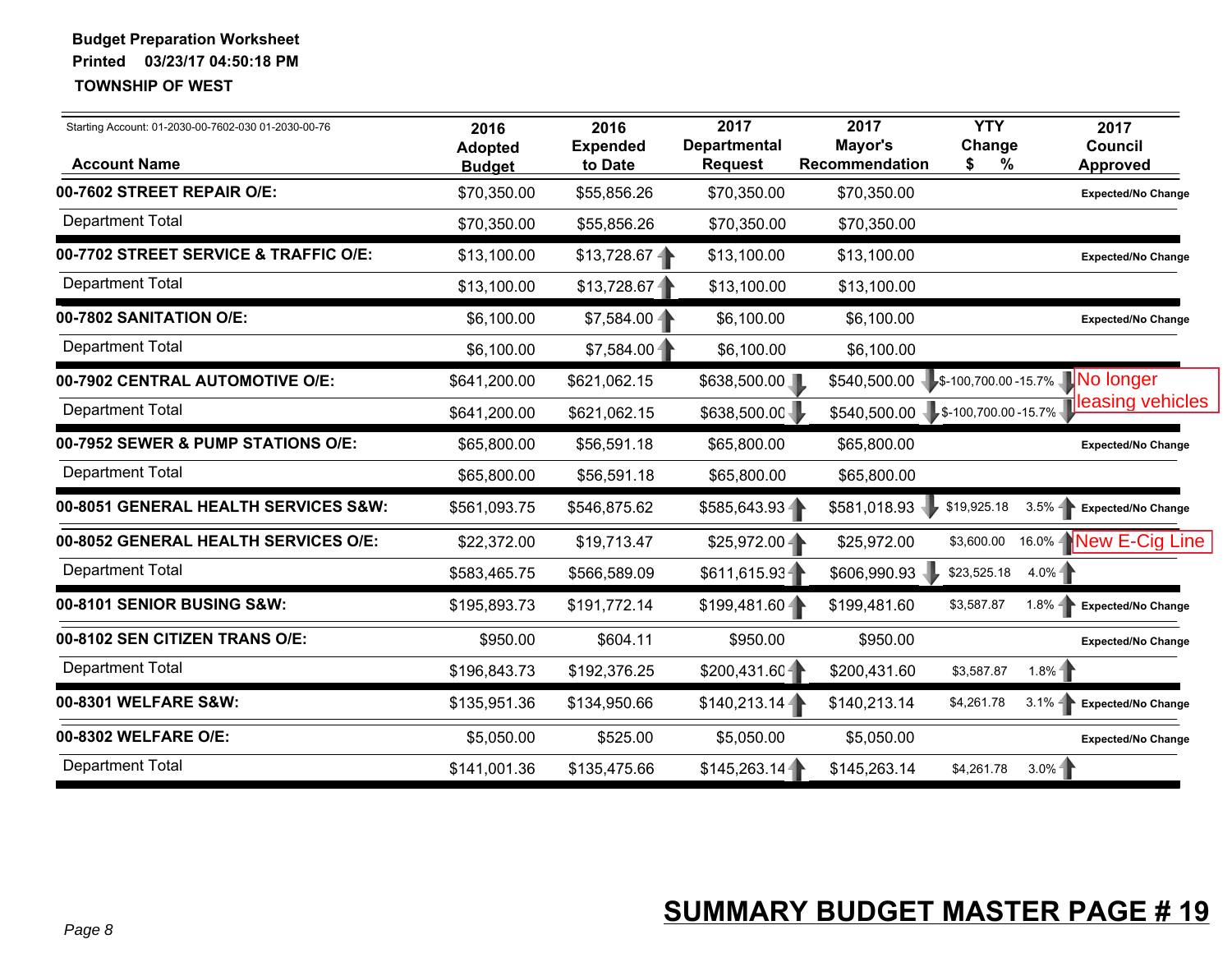**Budget Preparation Worksheet**
**Printed 03/23/17 04:50:18 PM**
**TOWNSHIP OF WEST**

Starting Account: 01-2030-00-7602-030 01-2030-00-76

| Account Name | 2016 Adopted Budget | 2016 Expended to Date | 2017 Departmental Request | 2017 Mayor's Recommendation | YTY Change $ | YTY Change % | 2017 Council Approved |
|---|---|---|---|---|---|---|---|
| **00-7602 STREET REPAIR O/E:** | $70,350.00 | $55,856.26 | $70,350.00 | $70,350.00 | | | **Expected/No Change** |
| Department Total | $70,350.00 | $55,856.26 | $70,350.00 | $70,350.00 | | | |
| **00-7702 STREET SERVICE & TRAFFIC O/E:** | $13,100.00 | $13,728.67 ↑ | $13,100.00 | $13,100.00 | | | **Expected/No Change** |
| Department Total | $13,100.00 | $13,728.67 ↑ | $13,100.00 | $13,100.00 | | | |
| **00-7802 SANITATION O/E:** | $6,100.00 | $7,584.00 ↑ | $6,100.00 | $6,100.00 | | | **Expected/No Change** |
| Department Total | $6,100.00 | $7,584.00 ↑ | $6,100.00 | $6,100.00 | | | |
| **00-7902 CENTRAL AUTOMOTIVE O/E:** | $641,200.00 | $621,062.15 | $638,500.00 ↓ | $540,500.00 ↓ | $-100,700.00 | -15.7% ↓ | No longer leasing vehicles |
| Department Total | $641,200.00 | $621,062.15 | $638,500.00 ↓ | $540,500.00 ↓ | $-100,700.00 | -15.7% ↓ | |
| **00-7952 SEWER & PUMP STATIONS O/E:** | $65,800.00 | $56,591.18 | $65,800.00 | $65,800.00 | | | **Expected/No Change** |
| Department Total | $65,800.00 | $56,591.18 | $65,800.00 | $65,800.00 | | | |
| **00-8051 GENERAL HEALTH SERVICES S&W:** | $561,093.75 | $546,875.62 | $585,643.93 ↑ | $581,018.93 ↓ | $19,925.18 | 3.5% ↑ | **Expected/No Change** |
| **00-8052 GENERAL HEALTH SERVICES O/E:** | $22,372.00 | $19,713.47 | $25,972.00 ↑ | $25,972.00 | $3,600.00 | 16.0% ↑ | New E-Cig Line |
| Department Total | $583,465.75 | $566,589.09 | $611,615.93 ↑ | $606,990.93 ↓ | $23,525.18 | 4.0% ↑ | |
| **00-8101 SENIOR BUSING S&W:** | $195,893.73 | $191,772.14 | $199,481.60 ↑ | $199,481.60 | $3,587.87 | 1.8% ↑ | **Expected/No Change** |
| **00-8102 SEN CITIZEN TRANS O/E:** | $950.00 | $604.11 | $950.00 | $950.00 | | | **Expected/No Change** |
| Department Total | $196,843.73 | $192,376.25 | $200,431.60 ↑ | $200,431.60 | $3,587.87 | 1.8% ↑ | |
| **00-8301 WELFARE S&W:** | $135,951.36 | $134,950.66 | $140,213.14 ↑ | $140,213.14 | $4,261.78 | 3.1% ↑ | **Expected/No Change** |
| **00-8302 WELFARE O/E:** | $5,050.00 | $525.00 | $5,050.00 | $5,050.00 | | | **Expected/No Change** |
| Department Total | $141,001.36 | $135,475.66 | $145,263.14 ↑ | $145,263.14 | $4,261.78 | 3.0% ↑ | |

*Page 8*

**SUMMARY BUDGET MASTER PAGE # 19**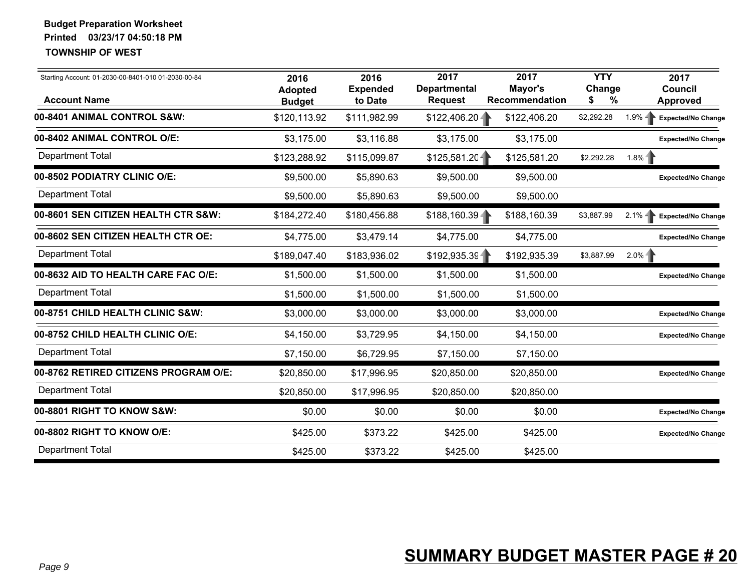**Budget Preparation Worksheet**

**Printed 03/23/17 04:50:18 PM**

**TOWNSHIP OF WEST**

| Starting Account: 01-2030-00-8401-010 01-2030-00-84<br>**Account Name** | **2016 Adopted Budget** | **2016 Expended to Date** | **2017 Departmental Request** | **2017 Mayor's Recommendation** | **YTY Change $** | **%** | **2017 Council Approved** |
|---|---|---|---|---|---|---|---|
| **00-8401 ANIMAL CONTROL S&W:** | $120,113.92 | $111,982.99 | $122,406.20 | $122,406.20 | $2,292.28 | 1.9% | Expected/No Change |
| **00-8402 ANIMAL CONTROL O/E:** | $3,175.00 | $3,116.88 | $3,175.00 | $3,175.00 | | | Expected/No Change |
| Department Total | $123,288.92 | $115,099.87 | $125,581.20 | $125,581.20 | $2,292.28 | 1.8% | |
| **00-8502 PODIATRY CLINIC O/E:** | $9,500.00 | $5,890.63 | $9,500.00 | $9,500.00 | | | Expected/No Change |
| Department Total | $9,500.00 | $5,890.63 | $9,500.00 | $9,500.00 | | | |
| **00-8601 SEN CITIZEN HEALTH CTR S&W:** | $184,272.40 | $180,456.88 | $188,160.39 | $188,160.39 | $3,887.99 | 2.1% | Expected/No Change |
| **00-8602 SEN CITIZEN HEALTH CTR OE:** | $4,775.00 | $3,479.14 | $4,775.00 | $4,775.00 | | | Expected/No Change |
| Department Total | $189,047.40 | $183,936.02 | $192,935.39 | $192,935.39 | $3,887.99 | 2.0% | |
| **00-8632 AID TO HEALTH CARE FAC O/E:** | $1,500.00 | $1,500.00 | $1,500.00 | $1,500.00 | | | Expected/No Change |
| Department Total | $1,500.00 | $1,500.00 | $1,500.00 | $1,500.00 | | | |
| **00-8751 CHILD HEALTH CLINIC S&W:** | $3,000.00 | $3,000.00 | $3,000.00 | $3,000.00 | | | Expected/No Change |
| **00-8752 CHILD HEALTH CLINIC O/E:** | $4,150.00 | $3,729.95 | $4,150.00 | $4,150.00 | | | Expected/No Change |
| Department Total | $7,150.00 | $6,729.95 | $7,150.00 | $7,150.00 | | | |
| **00-8762 RETIRED CITIZENS PROGRAM O/E:** | $20,850.00 | $17,996.95 | $20,850.00 | $20,850.00 | | | Expected/No Change |
| Department Total | $20,850.00 | $17,996.95 | $20,850.00 | $20,850.00 | | | |
| **00-8801 RIGHT TO KNOW S&W:** | $0.00 | $0.00 | $0.00 | $0.00 | | | Expected/No Change |
| **00-8802 RIGHT TO KNOW O/E:** | $425.00 | $373.22 | $425.00 | $425.00 | | | Expected/No Change |
| Department Total | $425.00 | $373.22 | $425.00 | $425.00 | | | |

**SUMMARY BUDGET MASTER PAGE # 20**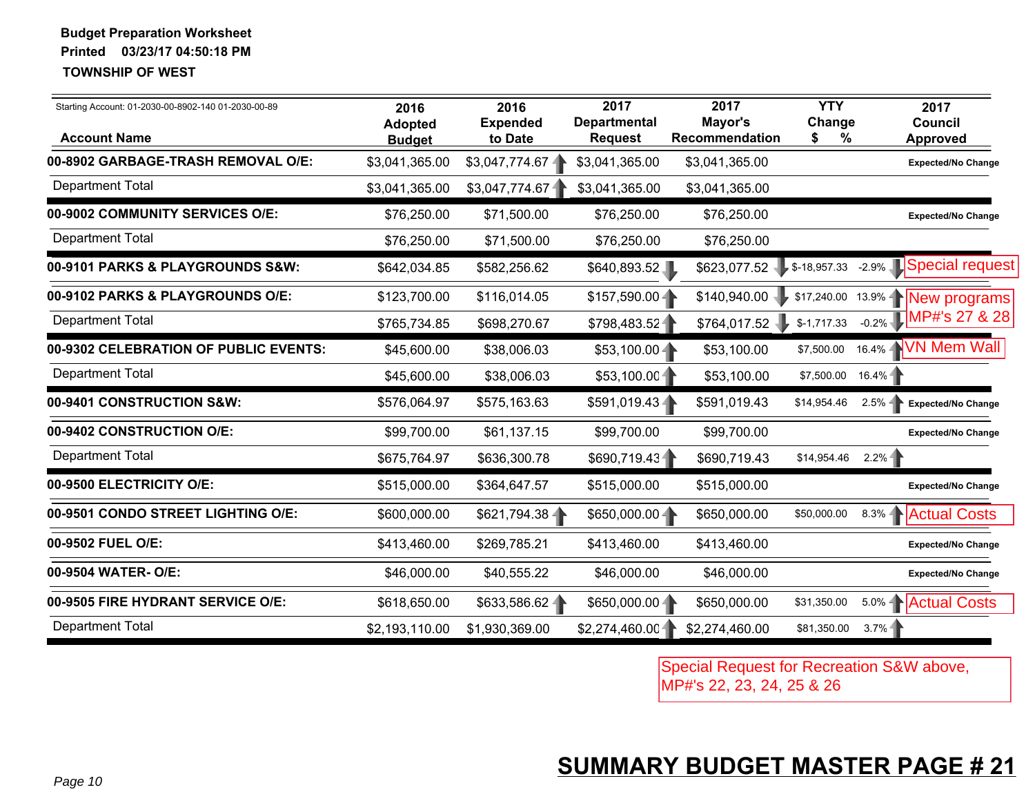**Budget Preparation Worksheet**
**Printed 03/23/17 04:50:18 PM**
**TOWNSHIP OF WEST**

Starting Account: 01-2030-00-8902-140 01-2030-00-89

| Account Name | 2016 Adopted Budget | 2016 Expended to Date | 2017 Departmental Request | 2017 Mayor's Recommendation | YTY Change $ | YTY Change % | 2017 Council Approved |
|---|---|---|---|---|---|---|---|
| **00-8902 GARBAGE-TRASH REMOVAL O/E:** | $3,041,365.00 | $3,047,774.67 | $3,041,365.00 | $3,041,365.00 | | | Expected/No Change |
| Department Total | $3,041,365.00 | $3,047,774.67 | $3,041,365.00 | $3,041,365.00 | | | |
| **00-9002 COMMUNITY SERVICES O/E:** | $76,250.00 | $71,500.00 | $76,250.00 | $76,250.00 | | | Expected/No Change |
| Department Total | $76,250.00 | $71,500.00 | $76,250.00 | $76,250.00 | | | |
| **00-9101 PARKS & PLAYGROUNDS S&W:** | $642,034.85 | $582,256.62 | $640,893.52 | $623,077.52 | $-18,957.33 | -2.9% | Special request |
| **00-9102 PARKS & PLAYGROUNDS O/E:** | $123,700.00 | $116,014.05 | $157,590.00 | $140,940.00 | $17,240.00 | 13.9% | New programs MP#'s 27 & 28 |
| Department Total | $765,734.85 | $698,270.67 | $798,483.52 | $764,017.52 | $-1,717.33 | -0.2% | |
| **00-9302 CELEBRATION OF PUBLIC EVENTS:** | $45,600.00 | $38,006.03 | $53,100.00 | $53,100.00 | $7,500.00 | 16.4% | VN Mem Wall |
| Department Total | $45,600.00 | $38,006.03 | $53,100.00 | $53,100.00 | $7,500.00 | 16.4% | |
| **00-9401 CONSTRUCTION S&W:** | $576,064.97 | $575,163.63 | $591,019.43 | $591,019.43 | $14,954.46 | 2.5% | Expected/No Change |
| **00-9402 CONSTRUCTION O/E:** | $99,700.00 | $61,137.15 | $99,700.00 | $99,700.00 | | | Expected/No Change |
| Department Total | $675,764.97 | $636,300.78 | $690,719.43 | $690,719.43 | $14,954.46 | 2.2% | |
| **00-9500 ELECTRICITY O/E:** | $515,000.00 | $364,647.57 | $515,000.00 | $515,000.00 | | | Expected/No Change |
| **00-9501 CONDO STREET LIGHTING O/E:** | $600,000.00 | $621,794.38 | $650,000.00 | $650,000.00 | $50,000.00 | 8.3% | Actual Costs |
| **00-9502 FUEL O/E:** | $413,460.00 | $269,785.21 | $413,460.00 | $413,460.00 | | | Expected/No Change |
| **00-9504 WATER- O/E:** | $46,000.00 | $40,555.22 | $46,000.00 | $46,000.00 | | | Expected/No Change |
| **00-9505 FIRE HYDRANT SERVICE O/E:** | $618,650.00 | $633,586.62 | $650,000.00 | $650,000.00 | $31,350.00 | 5.0% | Actual Costs |
| Department Total | $2,193,110.00 | $1,930,369.00 | $2,274,460.00 | $2,274,460.00 | $81,350.00 | 3.7% | |

Special Request for Recreation S&W above, MP#'s 22, 23, 24, 25 & 26

**SUMMARY BUDGET MASTER PAGE # 21**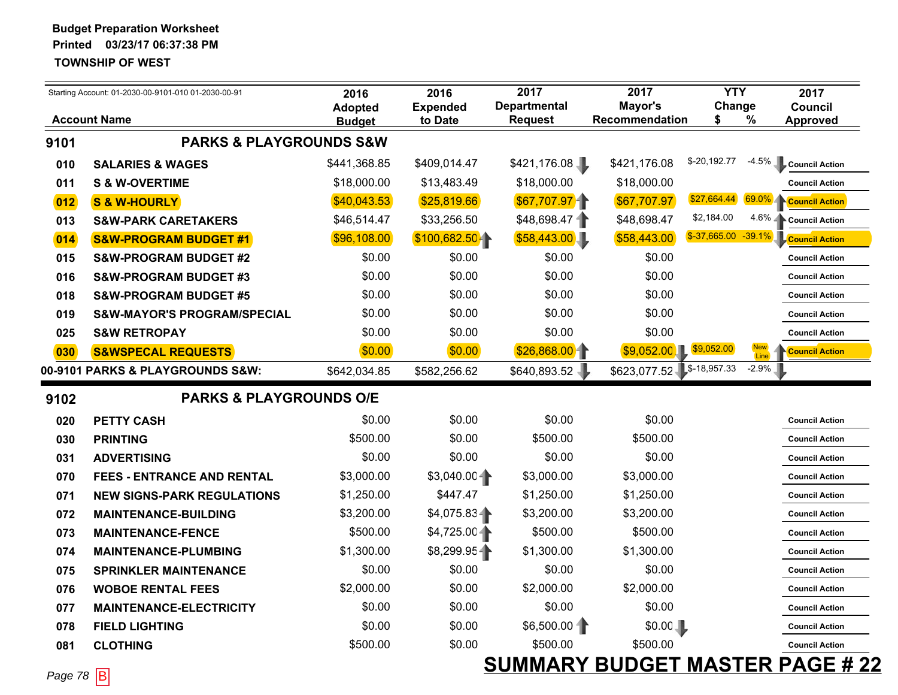**Budget Preparation Worksheet**

**Printed 03/23/17 06:37:38 PM**

**TOWNSHIP OF WEST**

Starting Account: 01-2030-00-9101-010 01-2030-00-91

| Account Name | | 2016 Adopted Budget | 2016 Expended to Date | 2017 Departmental Request | 2017 Mayor's Recommendation | YTY Change $ | YTY Change % | 2017 Council Approved |
|---|---|---|---|---|---|---|---|---|
| **9101** | **PARKS & PLAYGROUNDS S&W** | | | | | | | |
| 010 | SALARIES & WAGES | $441,368.85 | $409,014.47 | $421,176.08 | $421,176.08 | $-20,192.77 | -4.5% | Council Action |
| 011 | S & W-OVERTIME | $18,000.00 | $13,483.49 | $18,000.00 | $18,000.00 | | | Council Action |
| 012 | S & W-HOURLY | $40,043.53 | $25,819.66 | $67,707.97 | $67,707.97 | $27,664.44 | 69.0% | Council Action |
| 013 | S&W-PARK CARETAKERS | $46,514.47 | $33,256.50 | $48,698.47 | $48,698.47 | $2,184.00 | 4.6% | Council Action |
| 014 | S&W-PROGRAM BUDGET #1 | $96,108.00 | $100,682.50 | $58,443.00 | $58,443.00 | $-37,665.00 | -39.1% | Council Action |
| 015 | S&W-PROGRAM BUDGET #2 | $0.00 | $0.00 | $0.00 | $0.00 | | | Council Action |
| 016 | S&W-PROGRAM BUDGET #3 | $0.00 | $0.00 | $0.00 | $0.00 | | | Council Action |
| 018 | S&W-PROGRAM BUDGET #5 | $0.00 | $0.00 | $0.00 | $0.00 | | | Council Action |
| 019 | S&W-MAYOR'S PROGRAM/SPECIAL | $0.00 | $0.00 | $0.00 | $0.00 | | | Council Action |
| 025 | S&W RETROPAY | $0.00 | $0.00 | $0.00 | $0.00 | | | Council Action |
| 030 | S&WSPECAL REQUESTS | $0.00 | $0.00 | $26,868.00 | $9,052.00 | $9,052.00 | New Line | Council Action |
| **00-9101 PARKS & PLAYGROUNDS S&W:** | | $642,034.85 | $582,256.62 | $640,893.52 | $623,077.52 | $-18,957.33 | -2.9% | |
| **9102** | **PARKS & PLAYGROUNDS O/E** | | | | | | | |
| 020 | PETTY CASH | $0.00 | $0.00 | $0.00 | $0.00 | | | Council Action |
| 030 | PRINTING | $500.00 | $0.00 | $500.00 | $500.00 | | | Council Action |
| 031 | ADVERTISING | $0.00 | $0.00 | $0.00 | $0.00 | | | Council Action |
| 070 | FEES - ENTRANCE AND RENTAL | $3,000.00 | $3,040.00 | $3,000.00 | $3,000.00 | | | Council Action |
| 071 | NEW SIGNS-PARK REGULATIONS | $1,250.00 | $447.47 | $1,250.00 | $1,250.00 | | | Council Action |
| 072 | MAINTENANCE-BUILDING | $3,200.00 | $4,075.83 | $3,200.00 | $3,200.00 | | | Council Action |
| 073 | MAINTENANCE-FENCE | $500.00 | $4,725.00 | $500.00 | $500.00 | | | Council Action |
| 074 | MAINTENANCE-PLUMBING | $1,300.00 | $8,299.95 | $1,300.00 | $1,300.00 | | | Council Action |
| 075 | SPRINKLER MAINTENANCE | $0.00 | $0.00 | $0.00 | $0.00 | | | Council Action |
| 076 | WOBOE RENTAL FEES | $2,000.00 | $0.00 | $2,000.00 | $2,000.00 | | | Council Action |
| 077 | MAINTENANCE-ELECTRICITY | $0.00 | $0.00 | $0.00 | $0.00 | | | Council Action |
| 078 | FIELD LIGHTING | $0.00 | $0.00 | $6,500.00 | $0.00 | | | Council Action |
| 081 | CLOTHING | $500.00 | $0.00 | $500.00 | $500.00 | | | Council Action |

Page 78 B

**SUMMARY BUDGET MASTER PAGE # 22**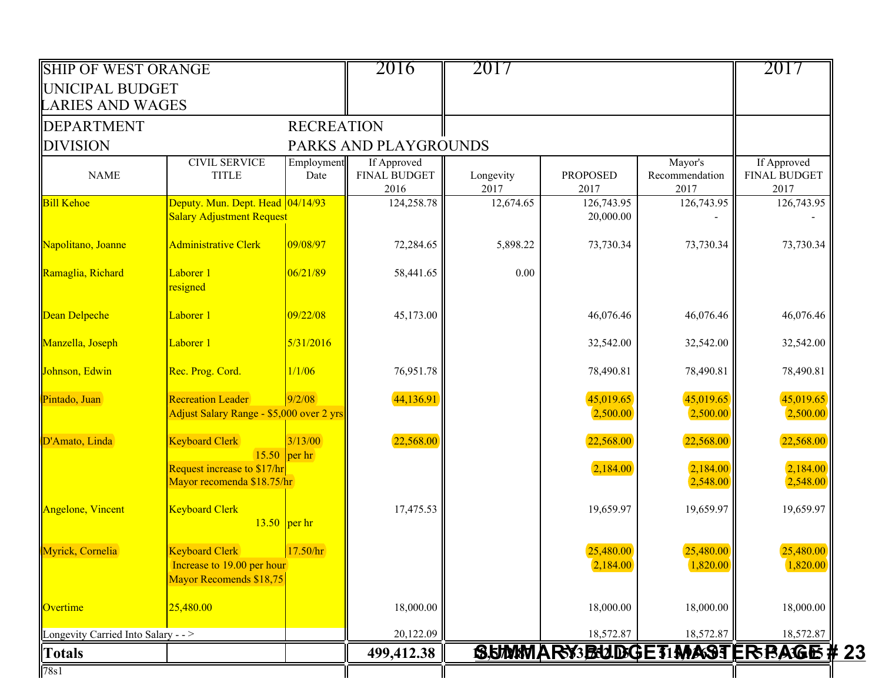| SHIP OF WEST ORANGE<br>UNICIPAL BUDGET<br>LARIES AND WAGES | | | 2016 | 2017 | | | 2017 |
|---|---|---|---|---|---|---|---|
| DEPARTMENT | | RECREATION | | | | | |
| DIVISION | | PARKS AND PLAYGROUNDS | | | | | |
| NAME | CIVIL SERVICE TITLE | Employment Date | If Approved FINAL BUDGET 2016 | Longevity 2017 | PROPOSED 2017 | Mayor's Recommendation 2017 | If Approved FINAL BUDGET 2017 |
| Bill Kehoe | Deputy. Mun. Dept. Head | 04/14/93 | 124,258.78 | 12,674.65 | 126,743.95 | 126,743.95 | 126,743.95 |
| | Salary Adjustment Request | | | | 20,000.00 | - | - |
| Napolitano, Joanne | Administrative Clerk | 09/08/97 | 72,284.65 | 5,898.22 | 73,730.34 | 73,730.34 | 73,730.34 |
| Ramaglia, Richard | Laborer 1<br>resigned | 06/21/89 | 58,441.65 | 0.00 | | | |
| Dean Delpeche | Laborer 1 | 09/22/08 | 45,173.00 | | 46,076.46 | 46,076.46 | 46,076.46 |
| Manzella, Joseph | Laborer 1 | 5/31/2016 | | | 32,542.00 | 32,542.00 | 32,542.00 |
| Johnson, Edwin | Rec. Prog. Cord. | 1/1/06 | 76,951.78 | | 78,490.81 | 78,490.81 | 78,490.81 |
| Pintado, Juan | Recreation Leader | 9/2/08 | 44,136.91 | | 45,019.65 | 45,019.65 | 45,019.65 |
| | Adjust Salary Range - $5,000 over 2 yrs | | | | 2,500.00 | 2,500.00 | 2,500.00 |
| D'Amato, Linda | Keyboard Clerk | 3/13/00 | 22,568.00 | | 22,568.00 | 22,568.00 | 22,568.00 |
| | 15.50 | per hr | | | | | |
| | Request increase to $17/hr | | | | 2,184.00 | 2,184.00 | 2,184.00 |
| | Mayor recomenda $18.75/hr | | | | | 2,548.00 | 2,548.00 |
| Angelone, Vincent | Keyboard Clerk | | 17,475.53 | | 19,659.97 | 19,659.97 | 19,659.97 |
| | 13.50 | per hr | | | | | |
| Myrick, Cornelia | Keyboard Clerk | 17.50/hr | | | 25,480.00 | 25,480.00 | 25,480.00 |
| | Increase to 19.00 per hour | | | | 2,184.00 | 1,820.00 | 1,820.00 |
| | Mayor Recomends $18,75 | | | | | | |
| Overtime | 25,480.00 | | 18,000.00 | | 18,000.00 | 18,000.00 | 18,000.00 |
| Longevity Carried Into Salary - - > | | | 20,122.09 | | 18,572.87 | 18,572.87 | 18,572.87 |
| **Totals** | | | **499,412.38** | | | | |

78s1

SUMMARY BUDGET MASTER PAGE # 23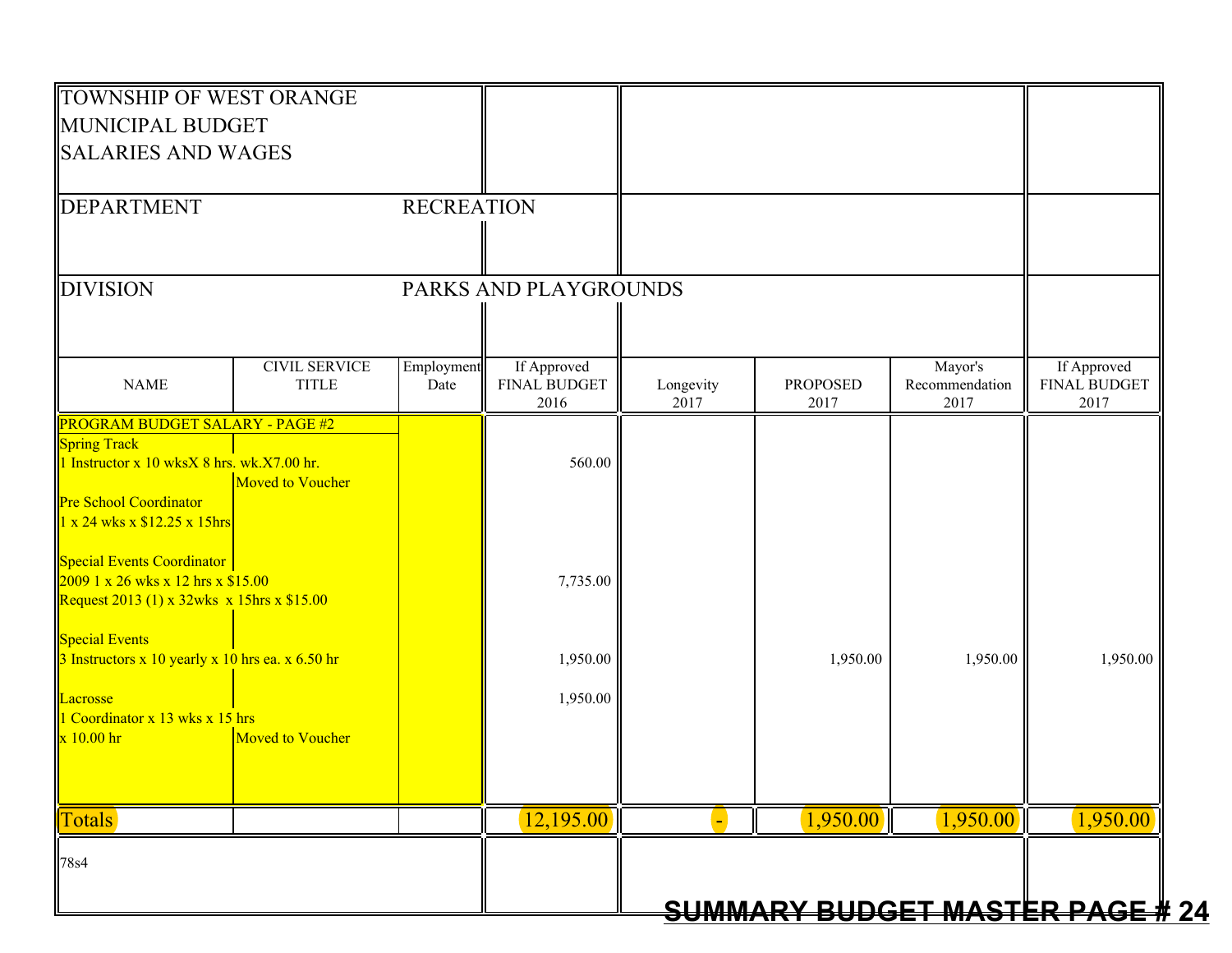TOWNSHIP OF WEST ORANGE
MUNICIPAL BUDGET
SALARIES AND WAGES

DEPARTMENT RECREATION

DIVISION PARKS AND PLAYGROUNDS

| NAME | CIVIL SERVICE TITLE | Employment Date | If Approved FINAL BUDGET 2016 | Longevity 2017 | PROPOSED 2017 | Mayor's Recommendation 2017 | If Approved FINAL BUDGET 2017 |
|---|---|---|---|---|---|---|---|
| PROGRAM BUDGET SALARY - PAGE #2 | | | | | | | |
| Spring Track | | | | | | | |
| 1 Instructor x 10 wksX 8 hrs. wk.X7.00 hr. | | | 560.00 | | | | |
| | Moved to Voucher | | | | | | |
| Pre School Coordinator | | | | | | | |
| 1 x 24 wks x $12.25 x 15hrs | | | | | | | |
| Special Events Coordinator | | | | | | | |
| 2009 1 x 26 wks x 12 hrs x $15.00 | | | 7,735.00 | | | | |
| Request 2013 (1) x 32wks x 15hrs x $15.00 | | | | | | | |
| Special Events | | | | | | | |
| 3 Instructors x 10 yearly x 10 hrs ea. x 6.50 hr | | | 1,950.00 | | 1,950.00 | 1,950.00 | 1,950.00 |
| Lacrosse | | | 1,950.00 | | | | |
| 1 Coordinator x 13 wks x 15 hrs | | | | | | | |
| x 10.00 hr | Moved to Voucher | | | | | | |
| Totals | | | 12,195.00 | - | 1,950.00 | 1,950.00 | 1,950.00 |

78s4

SUMMARY BUDGET MASTER PAGE # 24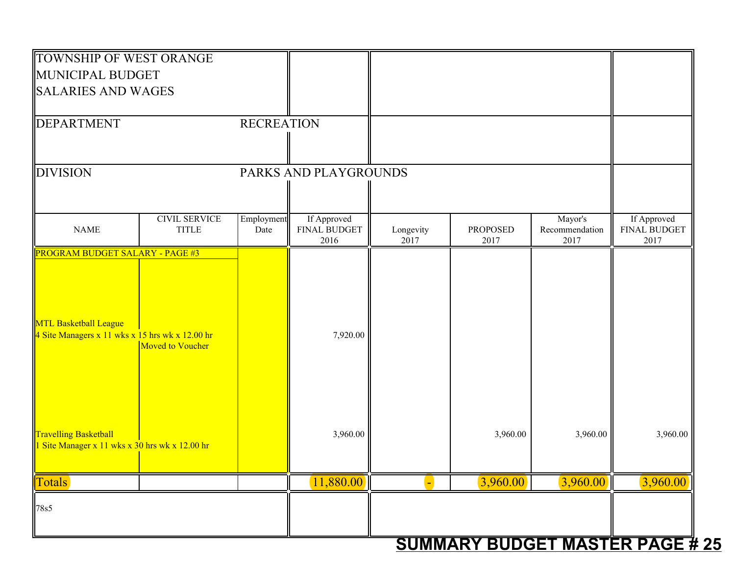TOWNSHIP OF WEST ORANGE
MUNICIPAL BUDGET
SALARIES AND WAGES

DEPARTMENT RECREATION

DIVISION PARKS AND PLAYGROUNDS

| NAME | CIVIL SERVICE TITLE | Employment Date | If Approved FINAL BUDGET 2016 | Longevity 2017 | PROPOSED 2017 | Mayor's Recommendation 2017 | If Approved FINAL BUDGET 2017 |
|---|---|---|---|---|---|---|---|
| PROGRAM BUDGET SALARY - PAGE #3 | | | | | | | |
| MTL Basketball League<br>4 Site Managers x 11 wks x 15 hrs wk x 12.00 hr | Moved to Voucher | | 7,920.00 | | | | |
| Travelling Basketball<br>1 Site Manager x 11 wks x 30 hrs wk x 12.00 hr | | | 3,960.00 | | 3,960.00 | 3,960.00 | 3,960.00 |
| Totals | | | 11,880.00 | - | 3,960.00 | 3,960.00 | 3,960.00 |

78s5

**SUMMARY BUDGET MASTER PAGE # 25**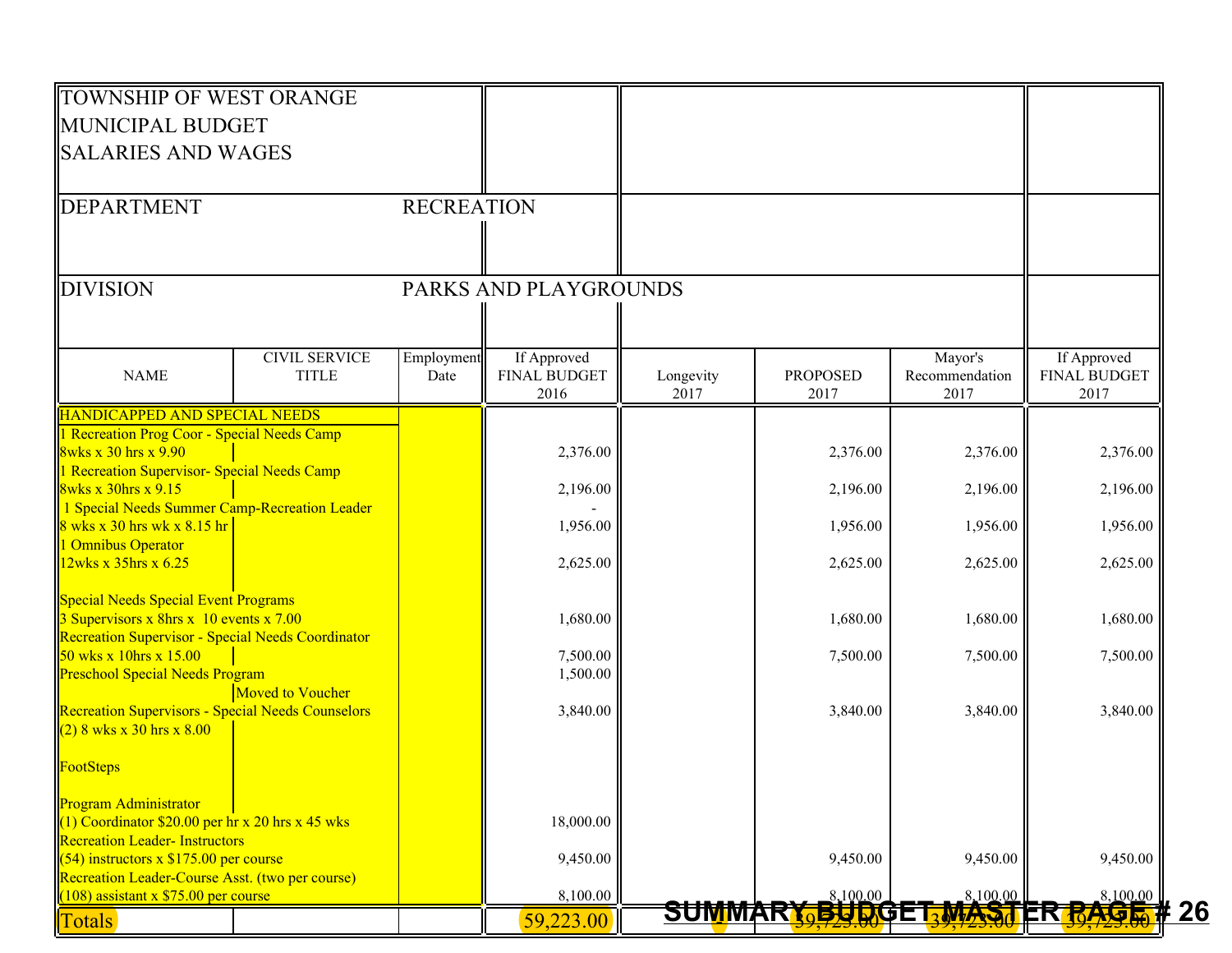TOWNSHIP OF WEST ORANGE
MUNICIPAL BUDGET
SALARIES AND WAGES

DEPARTMENT RECREATION

DIVISION PARKS AND PLAYGROUNDS

| NAME | CIVIL SERVICE TITLE | Employment Date | If Approved FINAL BUDGET 2016 | Longevity 2017 | PROPOSED 2017 | Mayor's Recommendation 2017 | If Approved FINAL BUDGET 2017 |
|---|---|---|---|---|---|---|---|
| HANDICAPPED AND SPECIAL NEEDS | | | | | | | |
| 1 Recreation Prog Coor - Special Needs Camp 8wks x 30 hrs x 9.90 | | | 2,376.00 | | 2,376.00 | 2,376.00 | 2,376.00 |
| 1 Recreation Supervisor- Special Needs Camp 8wks x 30hrs x 9.15 | | | 2,196.00 | | 2,196.00 | 2,196.00 | 2,196.00 |
| 1 Special Needs Summer Camp-Recreation Leader 8 wks x 30 hrs wk x 8.15 hr | | | - 1,956.00 | | 1,956.00 | 1,956.00 | 1,956.00 |
| 1 Omnibus Operator 12wks x 35hrs x 6.25 | | | 2,625.00 | | 2,625.00 | 2,625.00 | 2,625.00 |
| Special Needs Special Event Programs 3 Supervisors x 8hrs x 10 events x 7.00 | | | 1,680.00 | | 1,680.00 | 1,680.00 | 1,680.00 |
| Recreation Supervisor - Special Needs Coordinator 50 wks x 10hrs x 15.00 | | | 7,500.00 | | 7,500.00 | 7,500.00 | 7,500.00 |
| Preschool Special Needs Program | Moved to Voucher | | 1,500.00 | | | | |
| Recreation Supervisors - Special Needs Counselors (2) 8 wks x 30 hrs x 8.00 | | | 3,840.00 | | 3,840.00 | 3,840.00 | 3,840.00 |
| FootSteps | | | | | | | |
| Program Administrator (1) Coordinator $20.00 per hr x 20 hrs x 45 wks | | | 18,000.00 | | | | |
| Recreation Leader- Instructors (54) instructors x $175.00 per course | | | 9,450.00 | | 9,450.00 | 9,450.00 | 9,450.00 |
| Recreation Leader-Course Asst. (two per course) (108) assistant x $75.00 per course | | | 8,100.00 | | 8,100.00 | 8,100.00 | 8,100.00 |
| Totals | | | 59,223.00 | - | 39,723.00 | 39,723.00 | 39,723.00 |

**SUMMARY BUDGET MASTER PAGE # 26**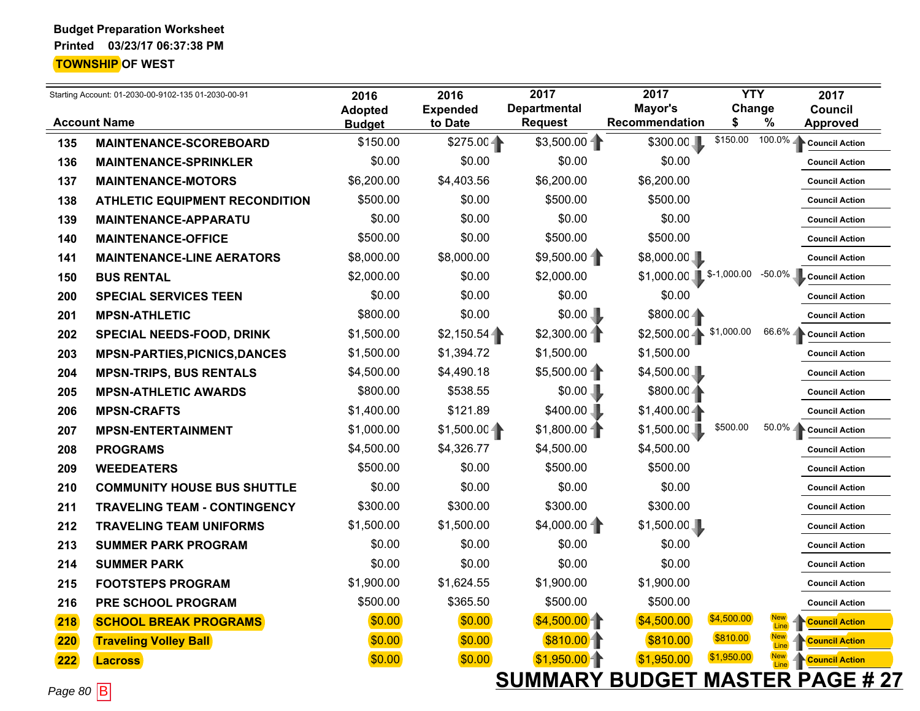**Budget Preparation Worksheet**

**Printed 03/23/17 06:37:38 PM**

**TOWNSHIP OF WEST**

Starting Account: 01-2030-00-9102-135 01-2030-00-91

| | Account Name | 2016 Adopted Budget | 2016 Expended to Date | 2017 Departmental Request | 2017 Mayor's Recommendation | YTY Change $ | YTY Change % | 2017 Council Approved |
|---|---|---|---|---|---|---|---|---|
| 135 | MAINTENANCE-SCOREBOARD | $150.00 | $275.00 | $3,500.00 | $300.00 | $150.00 | 100.0% | Council Action |
| 136 | MAINTENANCE-SPRINKLER | $0.00 | $0.00 | $0.00 | $0.00 | | | Council Action |
| 137 | MAINTENANCE-MOTORS | $6,200.00 | $4,403.56 | $6,200.00 | $6,200.00 | | | Council Action |
| 138 | ATHLETIC EQUIPMENT RECONDITION | $500.00 | $0.00 | $500.00 | $500.00 | | | Council Action |
| 139 | MAINTENANCE-APPARATU | $0.00 | $0.00 | $0.00 | $0.00 | | | Council Action |
| 140 | MAINTENANCE-OFFICE | $500.00 | $0.00 | $500.00 | $500.00 | | | Council Action |
| 141 | MAINTENANCE-LINE AERATORS | $8,000.00 | $8,000.00 | $9,500.00 | $8,000.00 | | | Council Action |
| 150 | BUS RENTAL | $2,000.00 | $0.00 | $2,000.00 | $1,000.00 | $-1,000.00 | -50.0% | Council Action |
| 200 | SPECIAL SERVICES TEEN | $0.00 | $0.00 | $0.00 | $0.00 | | | Council Action |
| 201 | MPSN-ATHLETIC | $800.00 | $0.00 | $0.00 | $800.00 | | | Council Action |
| 202 | SPECIAL NEEDS-FOOD, DRINK | $1,500.00 | $2,150.54 | $2,300.00 | $2,500.00 | $1,000.00 | 66.6% | Council Action |
| 203 | MPSN-PARTIES,PICNICS,DANCES | $1,500.00 | $1,394.72 | $1,500.00 | $1,500.00 | | | Council Action |
| 204 | MPSN-TRIPS, BUS RENTALS | $4,500.00 | $4,490.18 | $5,500.00 | $4,500.00 | | | Council Action |
| 205 | MPSN-ATHLETIC AWARDS | $800.00 | $538.55 | $0.00 | $800.00 | | | Council Action |
| 206 | MPSN-CRAFTS | $1,400.00 | $121.89 | $400.00 | $1,400.00 | | | Council Action |
| 207 | MPSN-ENTERTAINMENT | $1,000.00 | $1,500.00 | $1,800.00 | $1,500.00 | $500.00 | 50.0% | Council Action |
| 208 | PROGRAMS | $4,500.00 | $4,326.77 | $4,500.00 | $4,500.00 | | | Council Action |
| 209 | WEEDEATERS | $500.00 | $0.00 | $500.00 | $500.00 | | | Council Action |
| 210 | COMMUNITY HOUSE BUS SHUTTLE | $0.00 | $0.00 | $0.00 | $0.00 | | | Council Action |
| 211 | TRAVELING TEAM - CONTINGENCY | $300.00 | $300.00 | $300.00 | $300.00 | | | Council Action |
| 212 | TRAVELING TEAM UNIFORMS | $1,500.00 | $1,500.00 | $4,000.00 | $1,500.00 | | | Council Action |
| 213 | SUMMER PARK PROGRAM | $0.00 | $0.00 | $0.00 | $0.00 | | | Council Action |
| 214 | SUMMER PARK | $0.00 | $0.00 | $0.00 | $0.00 | | | Council Action |
| 215 | FOOTSTEPS PROGRAM | $1,900.00 | $1,624.55 | $1,900.00 | $1,900.00 | | | Council Action |
| 216 | PRE SCHOOL PROGRAM | $500.00 | $365.50 | $500.00 | $500.00 | | | Council Action |
| 218 | SCHOOL BREAK PROGRAMS | $0.00 | $0.00 | $4,500.00 | $4,500.00 | $4,500.00 | New Line | Council Action |
| 220 | Traveling Volley Ball | $0.00 | $0.00 | $810.00 | $810.00 | $810.00 | New Line | Council Action |
| 222 | Lacross | $0.00 | $0.00 | $1,950.00 | $1,950.00 | $1,950.00 | New Line | Council Action |

Page 80 B

**SUMMARY BUDGET MASTER PAGE # 27**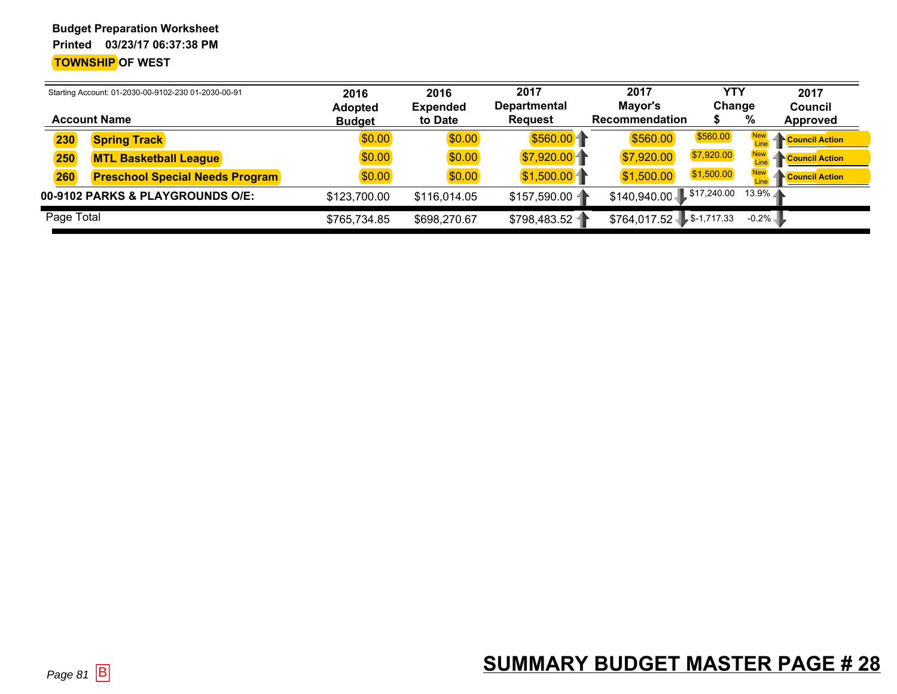**Budget Preparation Worksheet**
**Printed 03/23/17 06:37:38 PM**
**TOWNSHIP OF WEST**

Starting Account: 01-2030-00-9102-230 01-2030-00-91

| Account Name | | 2016 Adopted Budget | 2016 Expended to Date | 2017 Departmental Request | 2017 Mayor's Recommendation | YTY Change $ | YTY Change % | 2017 Council Approved |
|---|---|---|---|---|---|---|---|---|
| 230 | Spring Track | $0.00 | $0.00 | $560.00 | $560.00 | $560.00 | New Line | Council Action |
| 250 | MTL Basketball League | $0.00 | $0.00 | $7,920.00 | $7,920.00 | $7,920.00 | New Line | Council Action |
| 260 | Preschool Special Needs Program | $0.00 | $0.00 | $1,500.00 | $1,500.00 | $1,500.00 | New Line | Council Action |
| **00-9102 PARKS & PLAYGROUNDS O/E:** | | $123,700.00 | $116,014.05 | $157,590.00 | $140,940.00 | $17,240.00 | 13.9% | |
| Page Total | | $765,734.85 | $698,270.67 | $798,483.52 | $764,017.52 | $-1,717.33 | -0.2% | |

Page 81 B

**SUMMARY BUDGET MASTER PAGE # 28**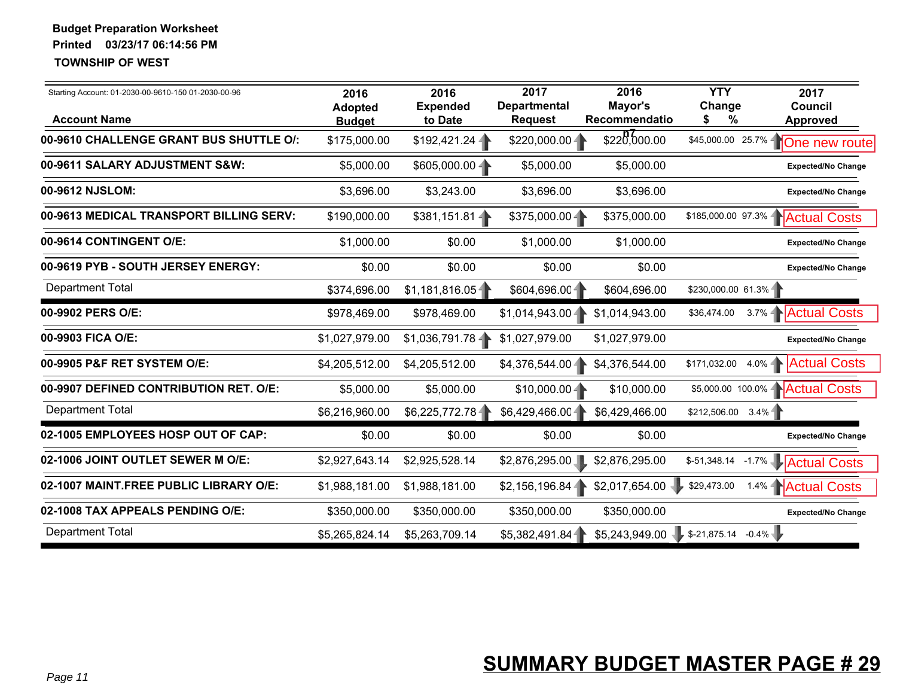**Budget Preparation Worksheet**

**Printed 03/23/17 06:14:56 PM**

**TOWNSHIP OF WEST**

Starting Account: 01-2030-00-9610-150 01-2030-00-96

| Account Name | 2016 Adopted Budget | 2016 Expended to Date | 2017 Departmental Request | 2016 Mayor's Recommendation7 | YTY Change $ | YTY Change % | 2017 Council Approved |
|---|---|---|---|---|---|---|---|
| **00-9610 CHALLENGE GRANT BUS SHUTTLE O/:** | $175,000.00 | $192,421.24 | $220,000.00 | $220,000.00 | $45,000.00 | 25.7% | One new route |
| **00-9611 SALARY ADJUSTMENT S&W:** | $5,000.00 | $605,000.00 | $5,000.00 | $5,000.00 | | | **Expected/No Change** |
| **00-9612 NJSLOM:** | $3,696.00 | $3,243.00 | $3,696.00 | $3,696.00 | | | **Expected/No Change** |
| **00-9613 MEDICAL TRANSPORT BILLING SERV:** | $190,000.00 | $381,151.81 | $375,000.00 | $375,000.00 | $185,000.00 | 97.3% | Actual Costs |
| **00-9614 CONTINGENT O/E:** | $1,000.00 | $0.00 | $1,000.00 | $1,000.00 | | | **Expected/No Change** |
| **00-9619 PYB - SOUTH JERSEY ENERGY:** | $0.00 | $0.00 | $0.00 | $0.00 | | | **Expected/No Change** |
| Department Total | $374,696.00 | $1,181,816.05 | $604,696.00 | $604,696.00 | $230,000.00 | 61.3% | |
| **00-9902 PERS O/E:** | $978,469.00 | $978,469.00 | $1,014,943.00 | $1,014,943.00 | $36,474.00 | 3.7% | Actual Costs |
| **00-9903 FICA O/E:** | $1,027,979.00 | $1,036,791.78 | $1,027,979.00 | $1,027,979.00 | | | **Expected/No Change** |
| **00-9905 P&F RET SYSTEM O/E:** | $4,205,512.00 | $4,205,512.00 | $4,376,544.00 | $4,376,544.00 | $171,032.00 | 4.0% | Actual Costs |
| **00-9907 DEFINED CONTRIBUTION RET. O/E:** | $5,000.00 | $5,000.00 | $10,000.00 | $10,000.00 | $5,000.00 | 100.0% | Actual Costs |
| Department Total | $6,216,960.00 | $6,225,772.78 | $6,429,466.00 | $6,429,466.00 | $212,506.00 | 3.4% | |
| **02-1005 EMPLOYEES HOSP OUT OF CAP:** | $0.00 | $0.00 | $0.00 | $0.00 | | | **Expected/No Change** |
| **02-1006 JOINT OUTLET SEWER M O/E:** | $2,927,643.14 | $2,925,528.14 | $2,876,295.00 | $2,876,295.00 | $-51,348.14 | -1.7% | Actual Costs |
| **02-1007 MAINT.FREE PUBLIC LIBRARY O/E:** | $1,988,181.00 | $1,988,181.00 | $2,156,196.84 | $2,017,654.00 | $29,473.00 | 1.4% | Actual Costs |
| **02-1008 TAX APPEALS PENDING O/E:** | $350,000.00 | $350,000.00 | $350,000.00 | $350,000.00 | | | **Expected/No Change** |
| Department Total | $5,265,824.14 | $5,263,709.14 | $5,382,491.84 | $5,243,949.00 | $-21,875.14 | -0.4% | |

*Page 11*

**SUMMARY BUDGET MASTER PAGE # 29**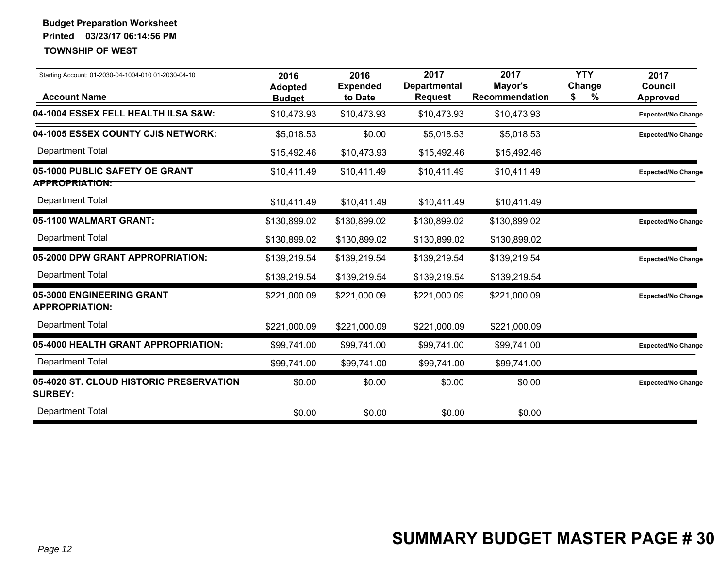**Budget Preparation Worksheet**
**Printed 03/23/17 06:14:56 PM**
**TOWNSHIP OF WEST**

Starting Account: 01-2030-04-1004-010 01-2030-04-10

| Account Name | 2016 Adopted Budget | 2016 Expended to Date | 2017 Departmental Request | 2017 Mayor's Recommendation | YTY Change $ % | 2017 Council Approved |
|---|---|---|---|---|---|---|
| **04-1004 ESSEX FELL HEALTH ILSA S&W:** | $10,473.93 | $10,473.93 | $10,473.93 | $10,473.93 | | Expected/No Change |
| **04-1005 ESSEX COUNTY CJIS NETWORK:** | $5,018.53 | $0.00 | $5,018.53 | $5,018.53 | | Expected/No Change |
| Department Total | $15,492.46 | $10,473.93 | $15,492.46 | $15,492.46 | | |
| **05-1000 PUBLIC SAFETY OE GRANT APPROPRIATION:** | $10,411.49 | $10,411.49 | $10,411.49 | $10,411.49 | | Expected/No Change |
| Department Total | $10,411.49 | $10,411.49 | $10,411.49 | $10,411.49 | | |
| **05-1100 WALMART GRANT:** | $130,899.02 | $130,899.02 | $130,899.02 | $130,899.02 | | Expected/No Change |
| Department Total | $130,899.02 | $130,899.02 | $130,899.02 | $130,899.02 | | |
| **05-2000 DPW GRANT APPROPRIATION:** | $139,219.54 | $139,219.54 | $139,219.54 | $139,219.54 | | Expected/No Change |
| Department Total | $139,219.54 | $139,219.54 | $139,219.54 | $139,219.54 | | |
| **05-3000 ENGINEERING GRANT APPROPRIATION:** | $221,000.09 | $221,000.09 | $221,000.09 | $221,000.09 | | Expected/No Change |
| Department Total | $221,000.09 | $221,000.09 | $221,000.09 | $221,000.09 | | |
| **05-4000 HEALTH GRANT APPROPRIATION:** | $99,741.00 | $99,741.00 | $99,741.00 | $99,741.00 | | Expected/No Change |
| Department Total | $99,741.00 | $99,741.00 | $99,741.00 | $99,741.00 | | |
| **05-4020 ST. CLOUD HISTORIC PRESERVATION SURBEY:** | $0.00 | $0.00 | $0.00 | $0.00 | | Expected/No Change |
| Department Total | $0.00 | $0.00 | $0.00 | $0.00 | | |

**SUMMARY BUDGET MASTER PAGE # 30**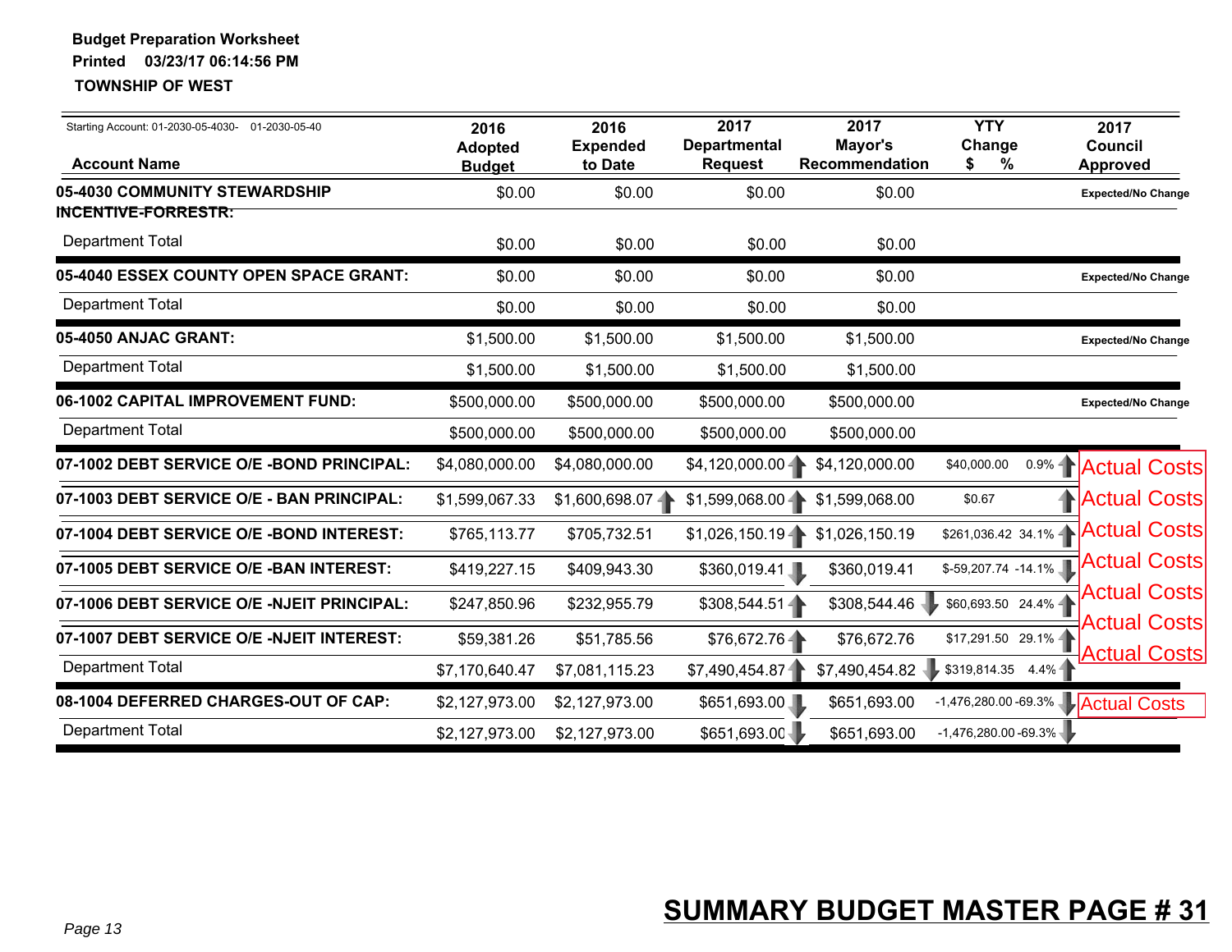**Budget Preparation Worksheet**
**Printed 03/23/17 06:14:56 PM**
**TOWNSHIP OF WEST**

Starting Account: 01-2030-05-4030- 01-2030-05-40

| Account Name | 2016 Adopted Budget | 2016 Expended to Date | 2017 Departmental Request | 2017 Mayor's Recommendation | YTY Change $ | % | 2017 Council Approved |
|---|---|---|---|---|---|---|---|
| **05-4030 COMMUNITY STEWARDSHIP INCENTIVE-FORRESTR:** | $0.00 | $0.00 | $0.00 | $0.00 | | | Expected/No Change |
| Department Total | $0.00 | $0.00 | $0.00 | $0.00 | | | |
| **05-4040 ESSEX COUNTY OPEN SPACE GRANT:** | $0.00 | $0.00 | $0.00 | $0.00 | | | Expected/No Change |
| Department Total | $0.00 | $0.00 | $0.00 | $0.00 | | | |
| **05-4050 ANJAC GRANT:** | $1,500.00 | $1,500.00 | $1,500.00 | $1,500.00 | | | Expected/No Change |
| Department Total | $1,500.00 | $1,500.00 | $1,500.00 | $1,500.00 | | | |
| **06-1002 CAPITAL IMPROVEMENT FUND:** | $500,000.00 | $500,000.00 | $500,000.00 | $500,000.00 | | | Expected/No Change |
| Department Total | $500,000.00 | $500,000.00 | $500,000.00 | $500,000.00 | | | |
| **07-1002 DEBT SERVICE O/E -BOND PRINCIPAL:** | $4,080,000.00 | $4,080,000.00 | $4,120,000.00 | $4,120,000.00 | $40,000.00 | 0.9% | Actual Costs |
| **07-1003 DEBT SERVICE O/E - BAN PRINCIPAL:** | $1,599,067.33 | $1,600,698.07 | $1,599,068.00 | $1,599,068.00 | $0.67 | | Actual Costs |
| **07-1004 DEBT SERVICE O/E -BOND INTEREST:** | $765,113.77 | $705,732.51 | $1,026,150.19 | $1,026,150.19 | $261,036.42 | 34.1% | Actual Costs |
| **07-1005 DEBT SERVICE O/E -BAN INTEREST:** | $419,227.15 | $409,943.30 | $360,019.41 | $360,019.41 | $-59,207.74 | -14.1% | Actual Costs |
| **07-1006 DEBT SERVICE O/E -NJEIT PRINCIPAL:** | $247,850.96 | $232,955.79 | $308,544.51 | $308,544.46 | $60,693.50 | 24.4% | Actual Costs |
| **07-1007 DEBT SERVICE O/E -NJEIT INTEREST:** | $59,381.26 | $51,785.56 | $76,672.76 | $76,672.76 | $17,291.50 | 29.1% | Actual Costs |
| Department Total | $7,170,640.47 | $7,081,115.23 | $7,490,454.87 | $7,490,454.82 | $319,814.35 | 4.4% | Actual Costs |
| **08-1004 DEFERRED CHARGES-OUT OF CAP:** | $2,127,973.00 | $2,127,973.00 | $651,693.00 | $651,693.00 | -1,476,280.00 | -69.3% | Actual Costs |
| Department Total | $2,127,973.00 | $2,127,973.00 | $651,693.00 | $651,693.00 | -1,476,280.00 | -69.3% | |

**SUMMARY BUDGET MASTER PAGE # 31**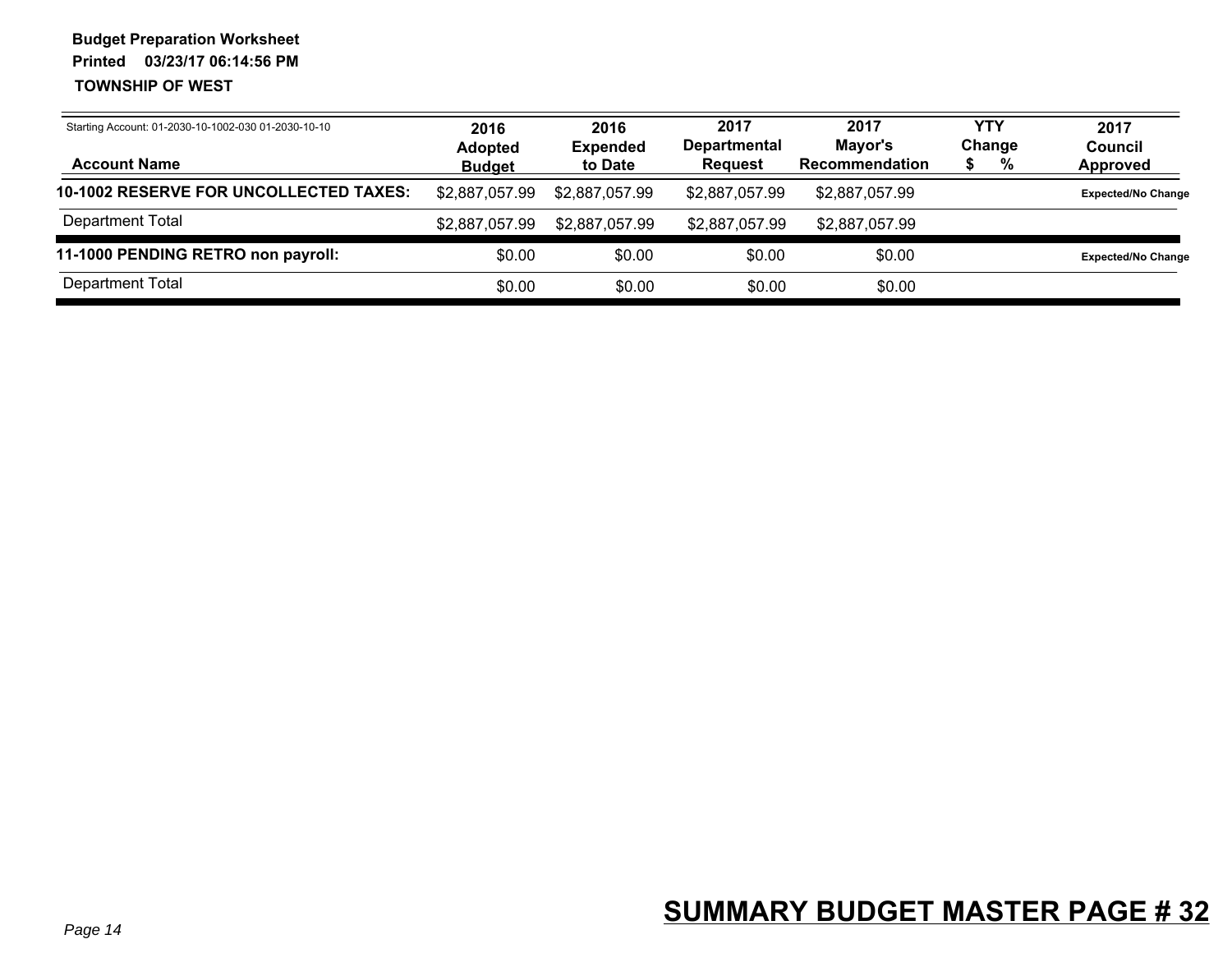**Budget Preparation Worksheet**
**Printed 03/23/17 06:14:56 PM**
**TOWNSHIP OF WEST**

| Starting Account: 01-2030-10-1002-030 01-2030-10-10<br>**Account Name** | **2016 Adopted Budget** | **2016 Expended to Date** | **2017 Departmental Request** | **2017 Mayor's Recommendation** | **YTY Change $ %** | **2017 Council Approved** |
|---|---|---|---|---|---|---|
| **10-1002 RESERVE FOR UNCOLLECTED TAXES:** | $2,887,057.99 | $2,887,057.99 | $2,887,057.99 | $2,887,057.99 | | **Expected/No Change** |
| Department Total | $2,887,057.99 | $2,887,057.99 | $2,887,057.99 | $2,887,057.99 | | |
| **11-1000 PENDING RETRO non payroll:** | $0.00 | $0.00 | $0.00 | $0.00 | | **Expected/No Change** |
| Department Total | $0.00 | $0.00 | $0.00 | $0.00 | | |

Page 14

**SUMMARY BUDGET MASTER PAGE # 32**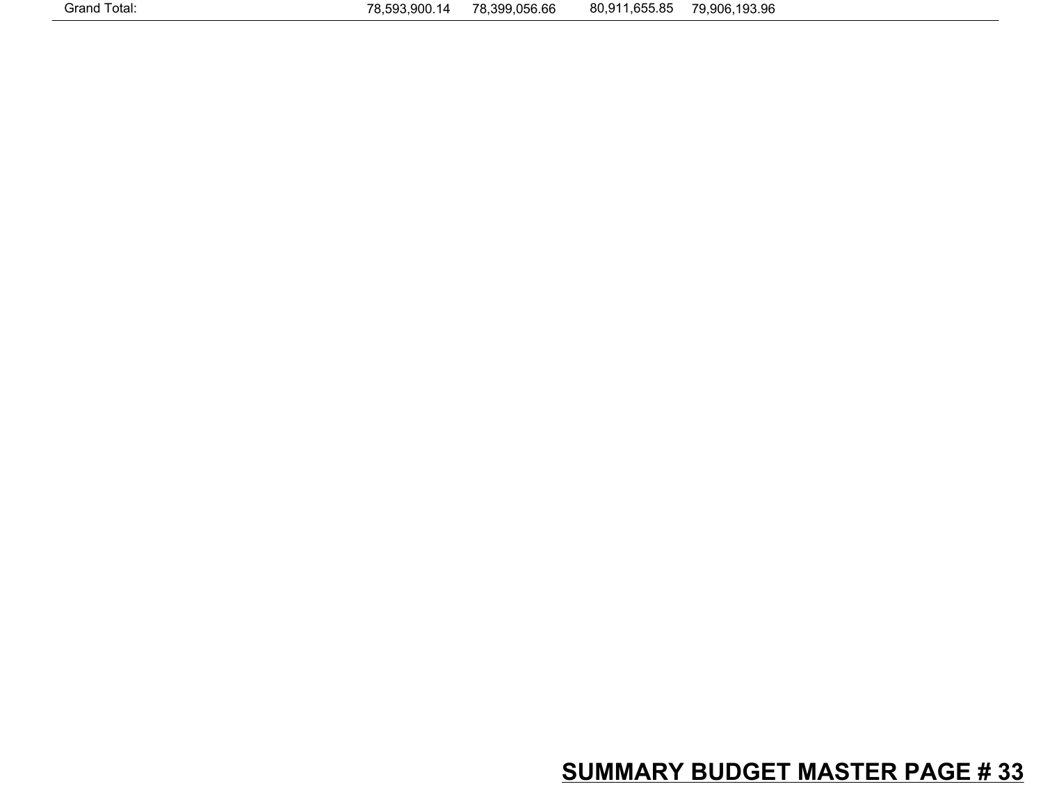| | | | | |
|---|---|---|---|---|
| Grand Total: | 78,593,900.14 | 78,399,056.66 | 80,911,655.85 | 79,906,193.96 |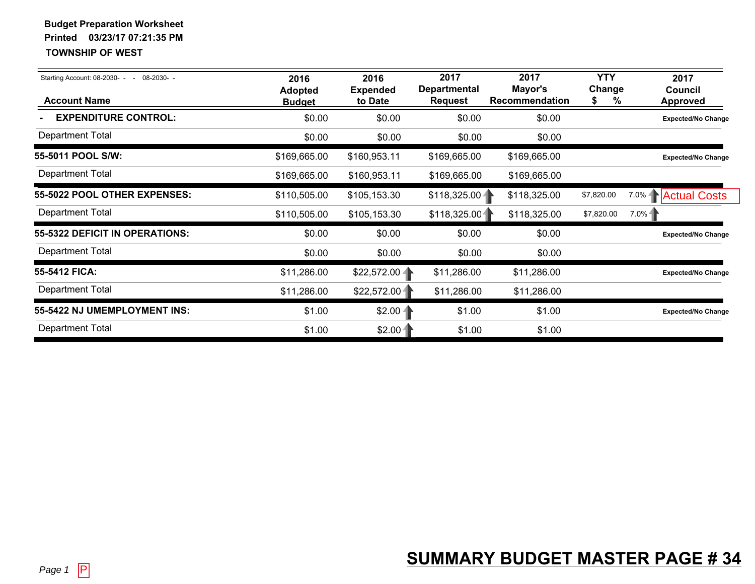**Budget Preparation Worksheet**
**Printed 03/23/17 07:21:35 PM**
**TOWNSHIP OF WEST**

Starting Account: 08-2030- - - 08-2030- -

| Account Name | 2016 Adopted Budget | 2016 Expended to Date | 2017 Departmental Request | 2017 Mayor's Recommendation | YTY Change $ | % | 2017 Council Approved |
|---|---|---|---|---|---|---|---|
| **- EXPENDITURE CONTROL:** | $0.00 | $0.00 | $0.00 | $0.00 | | | **Expected/No Change** |
| Department Total | $0.00 | $0.00 | $0.00 | $0.00 | | | |
| **55-5011 POOL S/W:** | $169,665.00 | $160,953.11 | $169,665.00 | $169,665.00 | | | **Expected/No Change** |
| Department Total | $169,665.00 | $160,953.11 | $169,665.00 | $169,665.00 | | | |
| **55-5022 POOL OTHER EXPENSES:** | $110,505.00 | $105,153.30 | $118,325.00 | $118,325.00 | $7,820.00 | 7.0% | Actual Costs |
| Department Total | $110,505.00 | $105,153.30 | $118,325.00 | $118,325.00 | $7,820.00 | 7.0% | |
| **55-5322 DEFICIT IN OPERATIONS:** | $0.00 | $0.00 | $0.00 | $0.00 | | | **Expected/No Change** |
| Department Total | $0.00 | $0.00 | $0.00 | $0.00 | | | |
| **55-5412 FICA:** | $11,286.00 | $22,572.00 | $11,286.00 | $11,286.00 | | | **Expected/No Change** |
| Department Total | $11,286.00 | $22,572.00 | $11,286.00 | $11,286.00 | | | |
| **55-5422 NJ UMEMPLOYMENT INS:** | $1.00 | $2.00 | $1.00 | $1.00 | | | **Expected/No Change** |
| Department Total | $1.00 | $2.00 | $1.00 | $1.00 | | | |

P

**SUMMARY BUDGET MASTER PAGE # 34**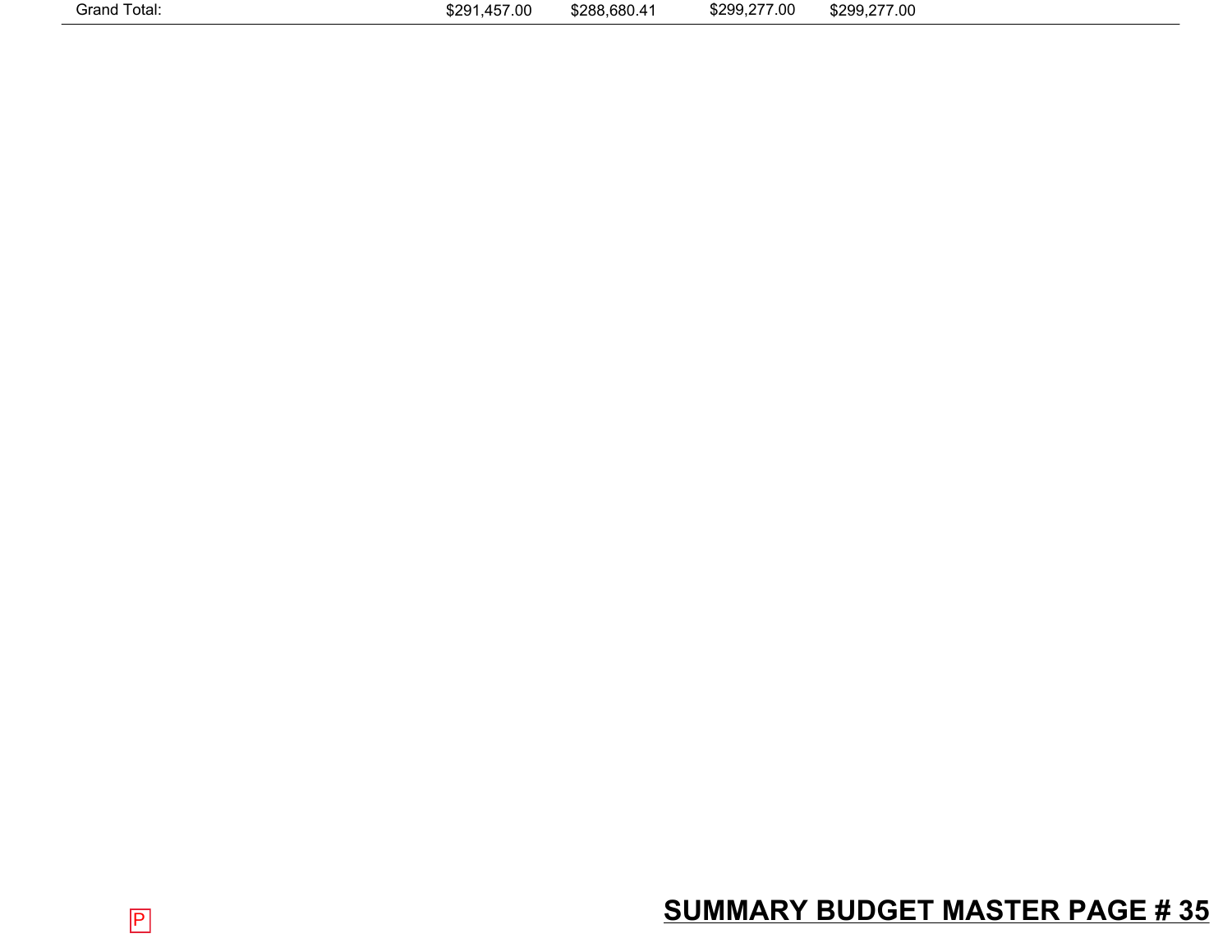| | | | | |
|---|---|---|---|---|
| Grand Total: | $291,457.00 | $288,680.41 | $299,277.00 | $299,277.00 |

P

**SUMMARY BUDGET MASTER PAGE # 35**